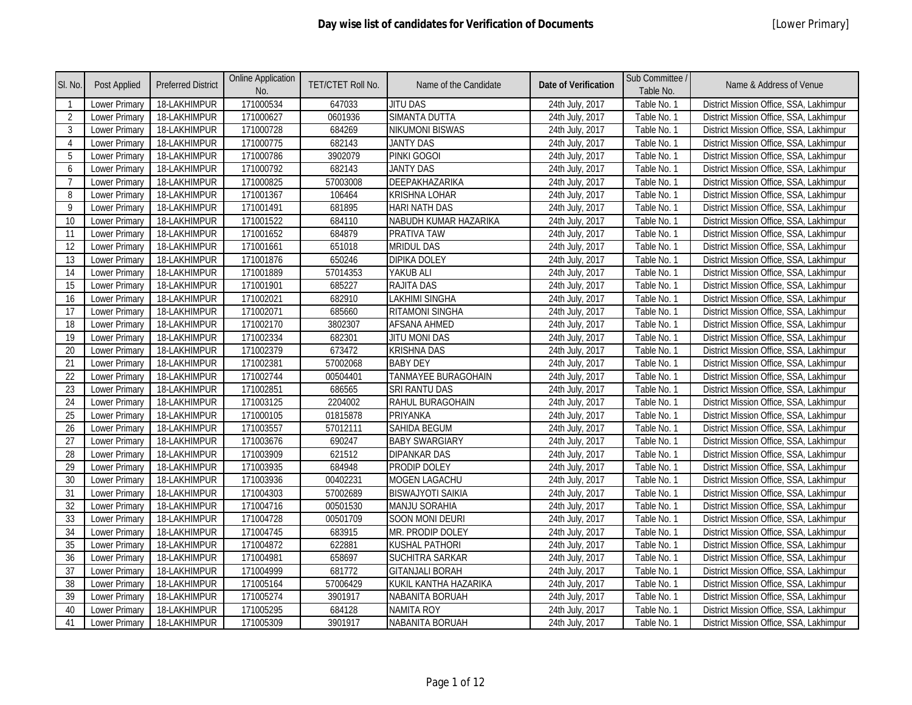# Day wise list of candidates for Verification of Documents

[Lower Primary]

| Sl. No. | Post Applied | Preferred District | Online Application No. | TET/CTET Roll No. | Name of the Candidate | Date of Verification | Sub Committee / Table No. | Name & Address of Venue |
|---|---|---|---|---|---|---|---|---|
| 1 | Lower Primary | 18-LAKHIMPUR | 171000534 | 647033 | JITU DAS | 24th July, 2017 | Table No. 1 | District Mission Office, SSA, Lakhimpur |
| 2 | Lower Primary | 18-LAKHIMPUR | 171000627 | 0601936 | SIMANTA DUTTA | 24th July, 2017 | Table No. 1 | District Mission Office, SSA, Lakhimpur |
| 3 | Lower Primary | 18-LAKHIMPUR | 171000728 | 684269 | NIKUMONI BISWAS | 24th July, 2017 | Table No. 1 | District Mission Office, SSA, Lakhimpur |
| 4 | Lower Primary | 18-LAKHIMPUR | 171000775 | 682143 | JANTY DAS | 24th July, 2017 | Table No. 1 | District Mission Office, SSA, Lakhimpur |
| 5 | Lower Primary | 18-LAKHIMPUR | 171000786 | 3902079 | PINKI GOGOI | 24th July, 2017 | Table No. 1 | District Mission Office, SSA, Lakhimpur |
| 6 | Lower Primary | 18-LAKHIMPUR | 171000792 | 682143 | JANTY DAS | 24th July, 2017 | Table No. 1 | District Mission Office, SSA, Lakhimpur |
| 7 | Lower Primary | 18-LAKHIMPUR | 171000825 | 57003008 | DEEPAKHAZARIKA | 24th July, 2017 | Table No. 1 | District Mission Office, SSA, Lakhimpur |
| 8 | Lower Primary | 18-LAKHIMPUR | 171001367 | 106464 | KRISHNA LOHAR | 24th July, 2017 | Table No. 1 | District Mission Office, SSA, Lakhimpur |
| 9 | Lower Primary | 18-LAKHIMPUR | 171001491 | 681895 | HARI NATH DAS | 24th July, 2017 | Table No. 1 | District Mission Office, SSA, Lakhimpur |
| 10 | Lower Primary | 18-LAKHIMPUR | 171001522 | 684110 | NABUDH KUMAR HAZARIKA | 24th July, 2017 | Table No. 1 | District Mission Office, SSA, Lakhimpur |
| 11 | Lower Primary | 18-LAKHIMPUR | 171001652 | 684879 | PRATIVA TAW | 24th July, 2017 | Table No. 1 | District Mission Office, SSA, Lakhimpur |
| 12 | Lower Primary | 18-LAKHIMPUR | 171001661 | 651018 | MRIDUL DAS | 24th July, 2017 | Table No. 1 | District Mission Office, SSA, Lakhimpur |
| 13 | Lower Primary | 18-LAKHIMPUR | 171001876 | 650246 | DIPIKA DOLEY | 24th July, 2017 | Table No. 1 | District Mission Office, SSA, Lakhimpur |
| 14 | Lower Primary | 18-LAKHIMPUR | 171001889 | 57014353 | YAKUB ALI | 24th July, 2017 | Table No. 1 | District Mission Office, SSA, Lakhimpur |
| 15 | Lower Primary | 18-LAKHIMPUR | 171001901 | 685227 | RAJITA DAS | 24th July, 2017 | Table No. 1 | District Mission Office, SSA, Lakhimpur |
| 16 | Lower Primary | 18-LAKHIMPUR | 171002021 | 682910 | LAKHIMI SINGHA | 24th July, 2017 | Table No. 1 | District Mission Office, SSA, Lakhimpur |
| 17 | Lower Primary | 18-LAKHIMPUR | 171002071 | 685660 | RITAMONI SINGHA | 24th July, 2017 | Table No. 1 | District Mission Office, SSA, Lakhimpur |
| 18 | Lower Primary | 18-LAKHIMPUR | 171002170 | 3802307 | AFSANA AHMED | 24th July, 2017 | Table No. 1 | District Mission Office, SSA, Lakhimpur |
| 19 | Lower Primary | 18-LAKHIMPUR | 171002334 | 682301 | JITU MONI DAS | 24th July, 2017 | Table No. 1 | District Mission Office, SSA, Lakhimpur |
| 20 | Lower Primary | 18-LAKHIMPUR | 171002379 | 673472 | KRISHNA DAS | 24th July, 2017 | Table No. 1 | District Mission Office, SSA, Lakhimpur |
| 21 | Lower Primary | 18-LAKHIMPUR | 171002381 | 57002068 | BABY DEY | 24th July, 2017 | Table No. 1 | District Mission Office, SSA, Lakhimpur |
| 22 | Lower Primary | 18-LAKHIMPUR | 171002744 | 00504401 | TANMAYEE BURAGOHAIN | 24th July, 2017 | Table No. 1 | District Mission Office, SSA, Lakhimpur |
| 23 | Lower Primary | 18-LAKHIMPUR | 171002851 | 686565 | SRI RANTU DAS | 24th July, 2017 | Table No. 1 | District Mission Office, SSA, Lakhimpur |
| 24 | Lower Primary | 18-LAKHIMPUR | 171003125 | 2204002 | RAHUL BURAGOHAIN | 24th July, 2017 | Table No. 1 | District Mission Office, SSA, Lakhimpur |
| 25 | Lower Primary | 18-LAKHIMPUR | 171000105 | 01815878 | PRIYANKA | 24th July, 2017 | Table No. 1 | District Mission Office, SSA, Lakhimpur |
| 26 | Lower Primary | 18-LAKHIMPUR | 171003557 | 57012111 | SAHIDA BEGUM | 24th July, 2017 | Table No. 1 | District Mission Office, SSA, Lakhimpur |
| 27 | Lower Primary | 18-LAKHIMPUR | 171003676 | 690247 | BABY SWARGIARY | 24th July, 2017 | Table No. 1 | District Mission Office, SSA, Lakhimpur |
| 28 | Lower Primary | 18-LAKHIMPUR | 171003909 | 621512 | DIPANKAR DAS | 24th July, 2017 | Table No. 1 | District Mission Office, SSA, Lakhimpur |
| 29 | Lower Primary | 18-LAKHIMPUR | 171003935 | 684948 | PRODIP DOLEY | 24th July, 2017 | Table No. 1 | District Mission Office, SSA, Lakhimpur |
| 30 | Lower Primary | 18-LAKHIMPUR | 171003936 | 00402231 | MOGEN LAGACHU | 24th July, 2017 | Table No. 1 | District Mission Office, SSA, Lakhimpur |
| 31 | Lower Primary | 18-LAKHIMPUR | 171004303 | 57002689 | BISWAJYOTI SAIKIA | 24th July, 2017 | Table No. 1 | District Mission Office, SSA, Lakhimpur |
| 32 | Lower Primary | 18-LAKHIMPUR | 171004716 | 00501530 | MANJU SORAHIA | 24th July, 2017 | Table No. 1 | District Mission Office, SSA, Lakhimpur |
| 33 | Lower Primary | 18-LAKHIMPUR | 171004728 | 00501709 | SOON MONI DEURI | 24th July, 2017 | Table No. 1 | District Mission Office, SSA, Lakhimpur |
| 34 | Lower Primary | 18-LAKHIMPUR | 171004745 | 683915 | MR. PRODIP DOLEY | 24th July, 2017 | Table No. 1 | District Mission Office, SSA, Lakhimpur |
| 35 | Lower Primary | 18-LAKHIMPUR | 171004872 | 622881 | KUSHAL PATHORI | 24th July, 2017 | Table No. 1 | District Mission Office, SSA, Lakhimpur |
| 36 | Lower Primary | 18-LAKHIMPUR | 171004981 | 658697 | SUCHITRA SARKAR | 24th July, 2017 | Table No. 1 | District Mission Office, SSA, Lakhimpur |
| 37 | Lower Primary | 18-LAKHIMPUR | 171004999 | 681772 | GITANJALI BORAH | 24th July, 2017 | Table No. 1 | District Mission Office, SSA, Lakhimpur |
| 38 | Lower Primary | 18-LAKHIMPUR | 171005164 | 57006429 | KUKIL KANTHA HAZARIKA | 24th July, 2017 | Table No. 1 | District Mission Office, SSA, Lakhimpur |
| 39 | Lower Primary | 18-LAKHIMPUR | 171005274 | 3901917 | NABANITA BORUAH | 24th July, 2017 | Table No. 1 | District Mission Office, SSA, Lakhimpur |
| 40 | Lower Primary | 18-LAKHIMPUR | 171005295 | 684128 | NAMITA ROY | 24th July, 2017 | Table No. 1 | District Mission Office, SSA, Lakhimpur |
| 41 | Lower Primary | 18-LAKHIMPUR | 171005309 | 3901917 | NABANITA BORUAH | 24th July, 2017 | Table No. 1 | District Mission Office, SSA, Lakhimpur |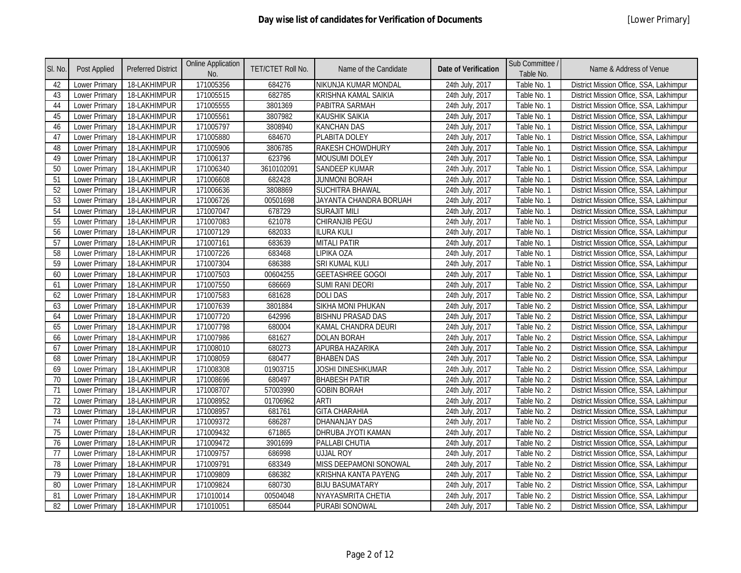**Day wise list of candidates for Verification of Documents** [Lower Primary]

| Sl. No. | Post Applied | Preferred District | Online Application No. | TET/CTET Roll No. | Name of the Candidate | Date of Verification | Sub Committee / Table No. | Name & Address of Venue |
|---|---|---|---|---|---|---|---|---|
| 42 | Lower Primary | 18-LAKHIMPUR | 171005356 | 684276 | NIKUNJA KUMAR MONDAL | 24th July, 2017 | Table No. 1 | District Mission Office, SSA, Lakhimpur |
| 43 | Lower Primary | 18-LAKHIMPUR | 171005515 | 682785 | KRISHNA KAMAL SAIKIA | 24th July, 2017 | Table No. 1 | District Mission Office, SSA, Lakhimpur |
| 44 | Lower Primary | 18-LAKHIMPUR | 171005555 | 3801369 | PABITRA SARMAH | 24th July, 2017 | Table No. 1 | District Mission Office, SSA, Lakhimpur |
| 45 | Lower Primary | 18-LAKHIMPUR | 171005561 | 3807982 | KAUSHIK SAIKIA | 24th July, 2017 | Table No. 1 | District Mission Office, SSA, Lakhimpur |
| 46 | Lower Primary | 18-LAKHIMPUR | 171005797 | 3808940 | KANCHAN DAS | 24th July, 2017 | Table No. 1 | District Mission Office, SSA, Lakhimpur |
| 47 | Lower Primary | 18-LAKHIMPUR | 171005880 | 684670 | PLABITA DOLEY | 24th July, 2017 | Table No. 1 | District Mission Office, SSA, Lakhimpur |
| 48 | Lower Primary | 18-LAKHIMPUR | 171005906 | 3806785 | RAKESH CHOWDHURY | 24th July, 2017 | Table No. 1 | District Mission Office, SSA, Lakhimpur |
| 49 | Lower Primary | 18-LAKHIMPUR | 171006137 | 623796 | MOUSUMI DOLEY | 24th July, 2017 | Table No. 1 | District Mission Office, SSA, Lakhimpur |
| 50 | Lower Primary | 18-LAKHIMPUR | 171006340 | 3610102091 | SANDEEP KUMAR | 24th July, 2017 | Table No. 1 | District Mission Office, SSA, Lakhimpur |
| 51 | Lower Primary | 18-LAKHIMPUR | 171006608 | 682428 | JUNMONI BORAH | 24th July, 2017 | Table No. 1 | District Mission Office, SSA, Lakhimpur |
| 52 | Lower Primary | 18-LAKHIMPUR | 171006636 | 3808869 | SUCHITRA BHAWAL | 24th July, 2017 | Table No. 1 | District Mission Office, SSA, Lakhimpur |
| 53 | Lower Primary | 18-LAKHIMPUR | 171006726 | 00501698 | JAYANTA CHANDRA BORUAH | 24th July, 2017 | Table No. 1 | District Mission Office, SSA, Lakhimpur |
| 54 | Lower Primary | 18-LAKHIMPUR | 171007047 | 678729 | SURAJIT MILI | 24th July, 2017 | Table No. 1 | District Mission Office, SSA, Lakhimpur |
| 55 | Lower Primary | 18-LAKHIMPUR | 171007083 | 621078 | CHIRANJIB PEGU | 24th July, 2017 | Table No. 1 | District Mission Office, SSA, Lakhimpur |
| 56 | Lower Primary | 18-LAKHIMPUR | 171007129 | 682033 | ILURA KULI | 24th July, 2017 | Table No. 1 | District Mission Office, SSA, Lakhimpur |
| 57 | Lower Primary | 18-LAKHIMPUR | 171007161 | 683639 | MITALI PATIR | 24th July, 2017 | Table No. 1 | District Mission Office, SSA, Lakhimpur |
| 58 | Lower Primary | 18-LAKHIMPUR | 171007226 | 683468 | LIPIKA OZA | 24th July, 2017 | Table No. 1 | District Mission Office, SSA, Lakhimpur |
| 59 | Lower Primary | 18-LAKHIMPUR | 171007304 | 686388 | SRI KUMAL KULI | 24th July, 2017 | Table No. 1 | District Mission Office, SSA, Lakhimpur |
| 60 | Lower Primary | 18-LAKHIMPUR | 171007503 | 00604255 | GEETASHREE GOGOI | 24th July, 2017 | Table No. 1 | District Mission Office, SSA, Lakhimpur |
| 61 | Lower Primary | 18-LAKHIMPUR | 171007550 | 686669 | SUMI RANI DEORI | 24th July, 2017 | Table No. 2 | District Mission Office, SSA, Lakhimpur |
| 62 | Lower Primary | 18-LAKHIMPUR | 171007583 | 681628 | DOLI DAS | 24th July, 2017 | Table No. 2 | District Mission Office, SSA, Lakhimpur |
| 63 | Lower Primary | 18-LAKHIMPUR | 171007639 | 3801884 | SIKHA MONI PHUKAN | 24th July, 2017 | Table No. 2 | District Mission Office, SSA, Lakhimpur |
| 64 | Lower Primary | 18-LAKHIMPUR | 171007720 | 642996 | BISHNU PRASAD DAS | 24th July, 2017 | Table No. 2 | District Mission Office, SSA, Lakhimpur |
| 65 | Lower Primary | 18-LAKHIMPUR | 171007798 | 680004 | KAMAL CHANDRA DEURI | 24th July, 2017 | Table No. 2 | District Mission Office, SSA, Lakhimpur |
| 66 | Lower Primary | 18-LAKHIMPUR | 171007986 | 681627 | DOLAN BORAH | 24th July, 2017 | Table No. 2 | District Mission Office, SSA, Lakhimpur |
| 67 | Lower Primary | 18-LAKHIMPUR | 171008010 | 680273 | APURBA HAZARIKA | 24th July, 2017 | Table No. 2 | District Mission Office, SSA, Lakhimpur |
| 68 | Lower Primary | 18-LAKHIMPUR | 171008059 | 680477 | BHABEN DAS | 24th July, 2017 | Table No. 2 | District Mission Office, SSA, Lakhimpur |
| 69 | Lower Primary | 18-LAKHIMPUR | 171008308 | 01903715 | JOSHI DINESHKUMAR | 24th July, 2017 | Table No. 2 | District Mission Office, SSA, Lakhimpur |
| 70 | Lower Primary | 18-LAKHIMPUR | 171008696 | 680497 | BHABESH PATIR | 24th July, 2017 | Table No. 2 | District Mission Office, SSA, Lakhimpur |
| 71 | Lower Primary | 18-LAKHIMPUR | 171008707 | 57003990 | GOBIN BORAH | 24th July, 2017 | Table No. 2 | District Mission Office, SSA, Lakhimpur |
| 72 | Lower Primary | 18-LAKHIMPUR | 171008952 | 01706962 | ARTI | 24th July, 2017 | Table No. 2 | District Mission Office, SSA, Lakhimpur |
| 73 | Lower Primary | 18-LAKHIMPUR | 171008957 | 681761 | GITA CHARAHIA | 24th July, 2017 | Table No. 2 | District Mission Office, SSA, Lakhimpur |
| 74 | Lower Primary | 18-LAKHIMPUR | 171009372 | 686287 | DHANANJAY DAS | 24th July, 2017 | Table No. 2 | District Mission Office, SSA, Lakhimpur |
| 75 | Lower Primary | 18-LAKHIMPUR | 171009432 | 671865 | DHRUBA JYOTI KAMAN | 24th July, 2017 | Table No. 2 | District Mission Office, SSA, Lakhimpur |
| 76 | Lower Primary | 18-LAKHIMPUR | 171009472 | 3901699 | PALLABI CHUTIA | 24th July, 2017 | Table No. 2 | District Mission Office, SSA, Lakhimpur |
| 77 | Lower Primary | 18-LAKHIMPUR | 171009757 | 686998 | UJJAL ROY | 24th July, 2017 | Table No. 2 | District Mission Office, SSA, Lakhimpur |
| 78 | Lower Primary | 18-LAKHIMPUR | 171009791 | 683349 | MISS DEEPAMONI SONOWAL | 24th July, 2017 | Table No. 2 | District Mission Office, SSA, Lakhimpur |
| 79 | Lower Primary | 18-LAKHIMPUR | 171009809 | 686382 | KRISHNA KANTA PAYENG | 24th July, 2017 | Table No. 2 | District Mission Office, SSA, Lakhimpur |
| 80 | Lower Primary | 18-LAKHIMPUR | 171009824 | 680730 | BIJU BASUMATARY | 24th July, 2017 | Table No. 2 | District Mission Office, SSA, Lakhimpur |
| 81 | Lower Primary | 18-LAKHIMPUR | 171010014 | 00504048 | NYAYASMRITA CHETIA | 24th July, 2017 | Table No. 2 | District Mission Office, SSA, Lakhimpur |
| 82 | Lower Primary | 18-LAKHIMPUR | 171010051 | 685044 | PURABI SONOWAL | 24th July, 2017 | Table No. 2 | District Mission Office, SSA, Lakhimpur |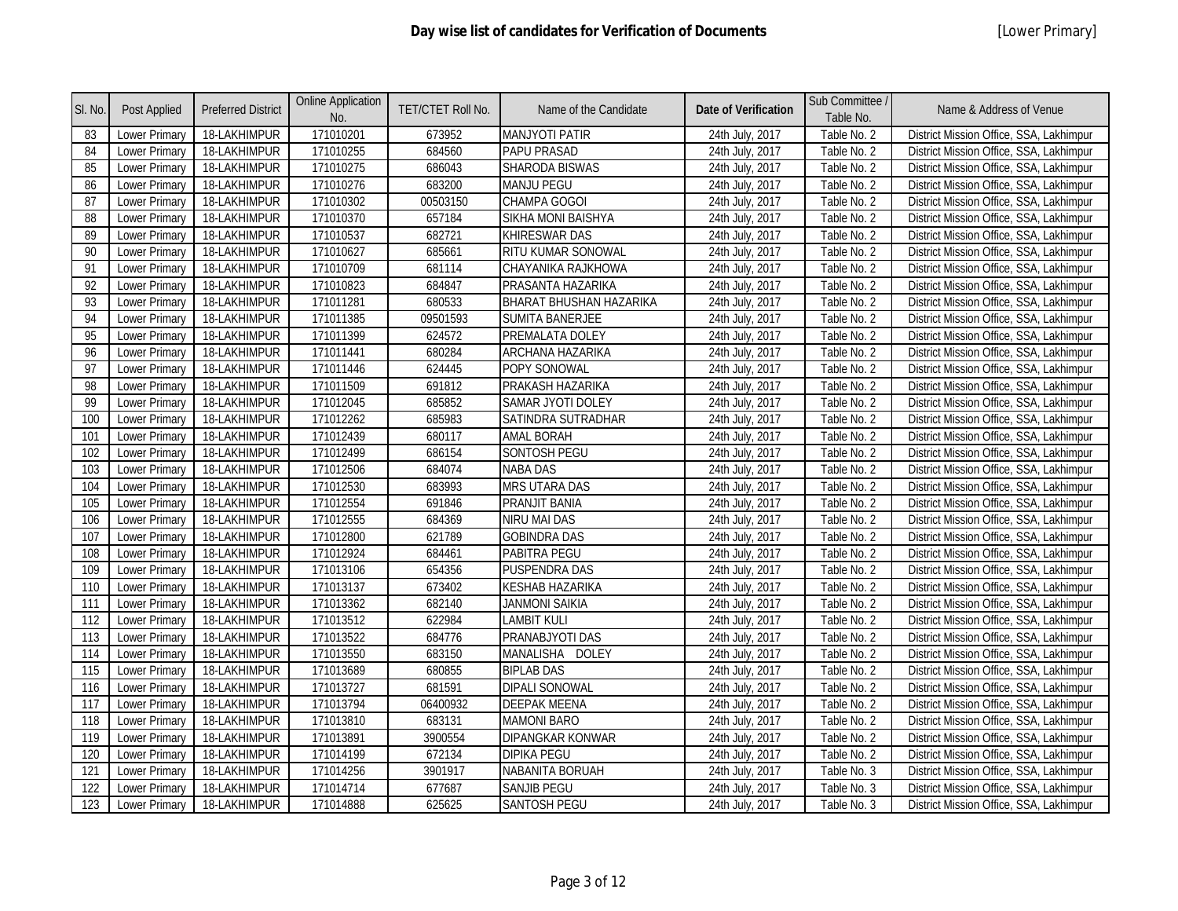# Day wise list of candidates for Verification of Documents

[Lower Primary]

| Sl. No. | Post Applied | Preferred District | Online Application No. | TET/CTET Roll No. | Name of the Candidate | Date of Verification | Sub Committee / Table No. | Name & Address of Venue |
|---|---|---|---|---|---|---|---|---|
| 83 | Lower Primary | 18-LAKHIMPUR | 171010201 | 673952 | MANJYOTI PATIR | 24th July, 2017 | Table No. 2 | District Mission Office, SSA, Lakhimpur |
| 84 | Lower Primary | 18-LAKHIMPUR | 171010255 | 684560 | PAPU PRASAD | 24th July, 2017 | Table No. 2 | District Mission Office, SSA, Lakhimpur |
| 85 | Lower Primary | 18-LAKHIMPUR | 171010275 | 686043 | SHARODA BISWAS | 24th July, 2017 | Table No. 2 | District Mission Office, SSA, Lakhimpur |
| 86 | Lower Primary | 18-LAKHIMPUR | 171010276 | 683200 | MANJU PEGU | 24th July, 2017 | Table No. 2 | District Mission Office, SSA, Lakhimpur |
| 87 | Lower Primary | 18-LAKHIMPUR | 171010302 | 00503150 | CHAMPA GOGOI | 24th July, 2017 | Table No. 2 | District Mission Office, SSA, Lakhimpur |
| 88 | Lower Primary | 18-LAKHIMPUR | 171010370 | 657184 | SIKHA MONI BAISHYA | 24th July, 2017 | Table No. 2 | District Mission Office, SSA, Lakhimpur |
| 89 | Lower Primary | 18-LAKHIMPUR | 171010537 | 682721 | KHIRESWAR DAS | 24th July, 2017 | Table No. 2 | District Mission Office, SSA, Lakhimpur |
| 90 | Lower Primary | 18-LAKHIMPUR | 171010627 | 685661 | RITU KUMAR SONOWAL | 24th July, 2017 | Table No. 2 | District Mission Office, SSA, Lakhimpur |
| 91 | Lower Primary | 18-LAKHIMPUR | 171010709 | 681114 | CHAYANIKA RAJKHOWA | 24th July, 2017 | Table No. 2 | District Mission Office, SSA, Lakhimpur |
| 92 | Lower Primary | 18-LAKHIMPUR | 171010823 | 684847 | PRASANTA HAZARIKA | 24th July, 2017 | Table No. 2 | District Mission Office, SSA, Lakhimpur |
| 93 | Lower Primary | 18-LAKHIMPUR | 171011281 | 680533 | BHARAT BHUSHAN HAZARIKA | 24th July, 2017 | Table No. 2 | District Mission Office, SSA, Lakhimpur |
| 94 | Lower Primary | 18-LAKHIMPUR | 171011385 | 09501593 | SUMITA BANERJEE | 24th July, 2017 | Table No. 2 | District Mission Office, SSA, Lakhimpur |
| 95 | Lower Primary | 18-LAKHIMPUR | 171011399 | 624572 | PREMALATA DOLEY | 24th July, 2017 | Table No. 2 | District Mission Office, SSA, Lakhimpur |
| 96 | Lower Primary | 18-LAKHIMPUR | 171011441 | 680284 | ARCHANA HAZARIKA | 24th July, 2017 | Table No. 2 | District Mission Office, SSA, Lakhimpur |
| 97 | Lower Primary | 18-LAKHIMPUR | 171011446 | 624445 | POPY SONOWAL | 24th July, 2017 | Table No. 2 | District Mission Office, SSA, Lakhimpur |
| 98 | Lower Primary | 18-LAKHIMPUR | 171011509 | 691812 | PRAKASH HAZARIKA | 24th July, 2017 | Table No. 2 | District Mission Office, SSA, Lakhimpur |
| 99 | Lower Primary | 18-LAKHIMPUR | 171012045 | 685852 | SAMAR JYOTI DOLEY | 24th July, 2017 | Table No. 2 | District Mission Office, SSA, Lakhimpur |
| 100 | Lower Primary | 18-LAKHIMPUR | 171012262 | 685983 | SATINDRA SUTRADHAR | 24th July, 2017 | Table No. 2 | District Mission Office, SSA, Lakhimpur |
| 101 | Lower Primary | 18-LAKHIMPUR | 171012439 | 680117 | AMAL BORAH | 24th July, 2017 | Table No. 2 | District Mission Office, SSA, Lakhimpur |
| 102 | Lower Primary | 18-LAKHIMPUR | 171012499 | 686154 | SONTOSH PEGU | 24th July, 2017 | Table No. 2 | District Mission Office, SSA, Lakhimpur |
| 103 | Lower Primary | 18-LAKHIMPUR | 171012506 | 684074 | NABA DAS | 24th July, 2017 | Table No. 2 | District Mission Office, SSA, Lakhimpur |
| 104 | Lower Primary | 18-LAKHIMPUR | 171012530 | 683993 | MRS UTARA DAS | 24th July, 2017 | Table No. 2 | District Mission Office, SSA, Lakhimpur |
| 105 | Lower Primary | 18-LAKHIMPUR | 171012554 | 691846 | PRANJIT BANIA | 24th July, 2017 | Table No. 2 | District Mission Office, SSA, Lakhimpur |
| 106 | Lower Primary | 18-LAKHIMPUR | 171012555 | 684369 | NIRU MAI DAS | 24th July, 2017 | Table No. 2 | District Mission Office, SSA, Lakhimpur |
| 107 | Lower Primary | 18-LAKHIMPUR | 171012800 | 621789 | GOBINDRA DAS | 24th July, 2017 | Table No. 2 | District Mission Office, SSA, Lakhimpur |
| 108 | Lower Primary | 18-LAKHIMPUR | 171012924 | 684461 | PABITRA PEGU | 24th July, 2017 | Table No. 2 | District Mission Office, SSA, Lakhimpur |
| 109 | Lower Primary | 18-LAKHIMPUR | 171013106 | 654356 | PUSPENDRA DAS | 24th July, 2017 | Table No. 2 | District Mission Office, SSA, Lakhimpur |
| 110 | Lower Primary | 18-LAKHIMPUR | 171013137 | 673402 | KESHAB HAZARIKA | 24th July, 2017 | Table No. 2 | District Mission Office, SSA, Lakhimpur |
| 111 | Lower Primary | 18-LAKHIMPUR | 171013362 | 682140 | JANMONI SAIKIA | 24th July, 2017 | Table No. 2 | District Mission Office, SSA, Lakhimpur |
| 112 | Lower Primary | 18-LAKHIMPUR | 171013512 | 622984 | LAMBIT KULI | 24th July, 2017 | Table No. 2 | District Mission Office, SSA, Lakhimpur |
| 113 | Lower Primary | 18-LAKHIMPUR | 171013522 | 684776 | PRANABJYOTI DAS | 24th July, 2017 | Table No. 2 | District Mission Office, SSA, Lakhimpur |
| 114 | Lower Primary | 18-LAKHIMPUR | 171013550 | 683150 | MANALISHA DOLEY | 24th July, 2017 | Table No. 2 | District Mission Office, SSA, Lakhimpur |
| 115 | Lower Primary | 18-LAKHIMPUR | 171013689 | 680855 | BIPLAB DAS | 24th July, 2017 | Table No. 2 | District Mission Office, SSA, Lakhimpur |
| 116 | Lower Primary | 18-LAKHIMPUR | 171013727 | 681591 | DIPALI SONOWAL | 24th July, 2017 | Table No. 2 | District Mission Office, SSA, Lakhimpur |
| 117 | Lower Primary | 18-LAKHIMPUR | 171013794 | 06400932 | DEEPAK MEENA | 24th July, 2017 | Table No. 2 | District Mission Office, SSA, Lakhimpur |
| 118 | Lower Primary | 18-LAKHIMPUR | 171013810 | 683131 | MAMONI BARO | 24th July, 2017 | Table No. 2 | District Mission Office, SSA, Lakhimpur |
| 119 | Lower Primary | 18-LAKHIMPUR | 171013891 | 3900554 | DIPANGKAR KONWAR | 24th July, 2017 | Table No. 2 | District Mission Office, SSA, Lakhimpur |
| 120 | Lower Primary | 18-LAKHIMPUR | 171014199 | 672134 | DIPIKA PEGU | 24th July, 2017 | Table No. 2 | District Mission Office, SSA, Lakhimpur |
| 121 | Lower Primary | 18-LAKHIMPUR | 171014256 | 3901917 | NABANITA BORUAH | 24th July, 2017 | Table No. 3 | District Mission Office, SSA, Lakhimpur |
| 122 | Lower Primary | 18-LAKHIMPUR | 171014714 | 677687 | SANJIB PEGU | 24th July, 2017 | Table No. 3 | District Mission Office, SSA, Lakhimpur |
| 123 | Lower Primary | 18-LAKHIMPUR | 171014888 | 625625 | SANTOSH PEGU | 24th July, 2017 | Table No. 3 | District Mission Office, SSA, Lakhimpur |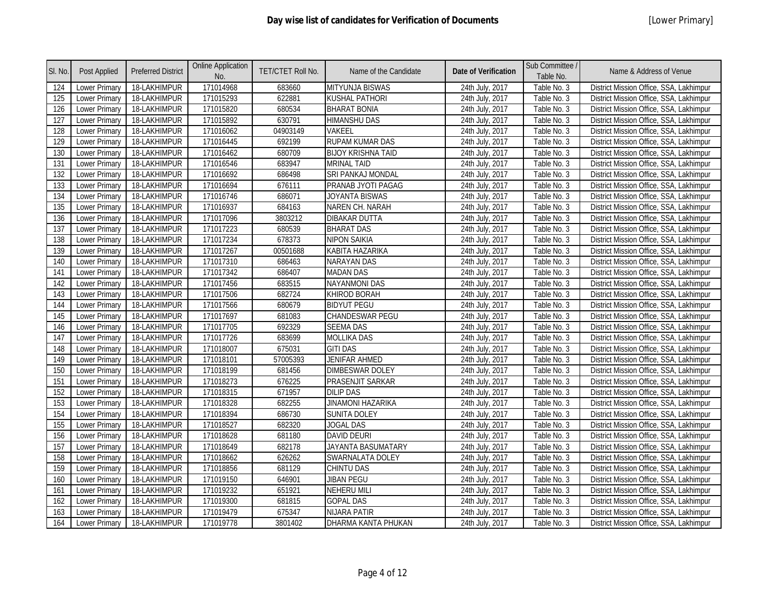# Day wise list of candidates for Verification of Documents

[Lower Primary]

| Sl. No. | Post Applied | Preferred District | Online Application No. | TET/CTET Roll No. | Name of the Candidate | Date of Verification | Sub Committee / Table No. | Name & Address of Venue |
|---|---|---|---|---|---|---|---|---|
| 124 | Lower Primary | 18-LAKHIMPUR | 171014968 | 683660 | MITYUNJA BISWAS | 24th July, 2017 | Table No. 3 | District Mission Office, SSA, Lakhimpur |
| 125 | Lower Primary | 18-LAKHIMPUR | 171015293 | 622881 | KUSHAL PATHORI | 24th July, 2017 | Table No. 3 | District Mission Office, SSA, Lakhimpur |
| 126 | Lower Primary | 18-LAKHIMPUR | 171015820 | 680534 | BHARAT BONIA | 24th July, 2017 | Table No. 3 | District Mission Office, SSA, Lakhimpur |
| 127 | Lower Primary | 18-LAKHIMPUR | 171015892 | 630791 | HIMANSHU DAS | 24th July, 2017 | Table No. 3 | District Mission Office, SSA, Lakhimpur |
| 128 | Lower Primary | 18-LAKHIMPUR | 171016062 | 04903149 | VAKEEL | 24th July, 2017 | Table No. 3 | District Mission Office, SSA, Lakhimpur |
| 129 | Lower Primary | 18-LAKHIMPUR | 171016445 | 692199 | RUPAM KUMAR DAS | 24th July, 2017 | Table No. 3 | District Mission Office, SSA, Lakhimpur |
| 130 | Lower Primary | 18-LAKHIMPUR | 171016462 | 680709 | BIJOY KRISHNA TAID | 24th July, 2017 | Table No. 3 | District Mission Office, SSA, Lakhimpur |
| 131 | Lower Primary | 18-LAKHIMPUR | 171016546 | 683947 | MRINAL TAID | 24th July, 2017 | Table No. 3 | District Mission Office, SSA, Lakhimpur |
| 132 | Lower Primary | 18-LAKHIMPUR | 171016692 | 686498 | SRI PANKAJ MONDAL | 24th July, 2017 | Table No. 3 | District Mission Office, SSA, Lakhimpur |
| 133 | Lower Primary | 18-LAKHIMPUR | 171016694 | 676111 | PRANAB JYOTI PAGAG | 24th July, 2017 | Table No. 3 | District Mission Office, SSA, Lakhimpur |
| 134 | Lower Primary | 18-LAKHIMPUR | 171016746 | 686071 | JOYANTA BISWAS | 24th July, 2017 | Table No. 3 | District Mission Office, SSA, Lakhimpur |
| 135 | Lower Primary | 18-LAKHIMPUR | 171016937 | 684163 | NAREN CH. NARAH | 24th July, 2017 | Table No. 3 | District Mission Office, SSA, Lakhimpur |
| 136 | Lower Primary | 18-LAKHIMPUR | 171017096 | 3803212 | DIBAKAR DUTTA | 24th July, 2017 | Table No. 3 | District Mission Office, SSA, Lakhimpur |
| 137 | Lower Primary | 18-LAKHIMPUR | 171017223 | 680539 | BHARAT DAS | 24th July, 2017 | Table No. 3 | District Mission Office, SSA, Lakhimpur |
| 138 | Lower Primary | 18-LAKHIMPUR | 171017234 | 678373 | NIPON SAIKIA | 24th July, 2017 | Table No. 3 | District Mission Office, SSA, Lakhimpur |
| 139 | Lower Primary | 18-LAKHIMPUR | 171017267 | 00501688 | KABITA HAZARIKA | 24th July, 2017 | Table No. 3 | District Mission Office, SSA, Lakhimpur |
| 140 | Lower Primary | 18-LAKHIMPUR | 171017310 | 686463 | NARAYAN DAS | 24th July, 2017 | Table No. 3 | District Mission Office, SSA, Lakhimpur |
| 141 | Lower Primary | 18-LAKHIMPUR | 171017342 | 686407 | MADAN DAS | 24th July, 2017 | Table No. 3 | District Mission Office, SSA, Lakhimpur |
| 142 | Lower Primary | 18-LAKHIMPUR | 171017456 | 683515 | NAYANMONI DAS | 24th July, 2017 | Table No. 3 | District Mission Office, SSA, Lakhimpur |
| 143 | Lower Primary | 18-LAKHIMPUR | 171017506 | 682724 | KHIROD BORAH | 24th July, 2017 | Table No. 3 | District Mission Office, SSA, Lakhimpur |
| 144 | Lower Primary | 18-LAKHIMPUR | 171017566 | 680679 | BIDYUT PEGU | 24th July, 2017 | Table No. 3 | District Mission Office, SSA, Lakhimpur |
| 145 | Lower Primary | 18-LAKHIMPUR | 171017697 | 681083 | CHANDESWAR PEGU | 24th July, 2017 | Table No. 3 | District Mission Office, SSA, Lakhimpur |
| 146 | Lower Primary | 18-LAKHIMPUR | 171017705 | 692329 | SEEMA DAS | 24th July, 2017 | Table No. 3 | District Mission Office, SSA, Lakhimpur |
| 147 | Lower Primary | 18-LAKHIMPUR | 171017726 | 683699 | MOLLIKA DAS | 24th July, 2017 | Table No. 3 | District Mission Office, SSA, Lakhimpur |
| 148 | Lower Primary | 18-LAKHIMPUR | 171018007 | 675031 | GITI DAS | 24th July, 2017 | Table No. 3 | District Mission Office, SSA, Lakhimpur |
| 149 | Lower Primary | 18-LAKHIMPUR | 171018101 | 57005393 | JENIFAR AHMED | 24th July, 2017 | Table No. 3 | District Mission Office, SSA, Lakhimpur |
| 150 | Lower Primary | 18-LAKHIMPUR | 171018199 | 681456 | DIMBESWAR DOLEY | 24th July, 2017 | Table No. 3 | District Mission Office, SSA, Lakhimpur |
| 151 | Lower Primary | 18-LAKHIMPUR | 171018273 | 676225 | PRASENJIT SARKAR | 24th July, 2017 | Table No. 3 | District Mission Office, SSA, Lakhimpur |
| 152 | Lower Primary | 18-LAKHIMPUR | 171018315 | 671957 | DILIP DAS | 24th July, 2017 | Table No. 3 | District Mission Office, SSA, Lakhimpur |
| 153 | Lower Primary | 18-LAKHIMPUR | 171018328 | 682255 | JINAMONI HAZARIKA | 24th July, 2017 | Table No. 3 | District Mission Office, SSA, Lakhimpur |
| 154 | Lower Primary | 18-LAKHIMPUR | 171018394 | 686730 | SUNITA DOLEY | 24th July, 2017 | Table No. 3 | District Mission Office, SSA, Lakhimpur |
| 155 | Lower Primary | 18-LAKHIMPUR | 171018527 | 682320 | JOGAL DAS | 24th July, 2017 | Table No. 3 | District Mission Office, SSA, Lakhimpur |
| 156 | Lower Primary | 18-LAKHIMPUR | 171018628 | 681180 | DAVID DEURI | 24th July, 2017 | Table No. 3 | District Mission Office, SSA, Lakhimpur |
| 157 | Lower Primary | 18-LAKHIMPUR | 171018649 | 682178 | JAYANTA BASUMATARY | 24th July, 2017 | Table No. 3 | District Mission Office, SSA, Lakhimpur |
| 158 | Lower Primary | 18-LAKHIMPUR | 171018662 | 626262 | SWARNALATA DOLEY | 24th July, 2017 | Table No. 3 | District Mission Office, SSA, Lakhimpur |
| 159 | Lower Primary | 18-LAKHIMPUR | 171018856 | 681129 | CHINTU DAS | 24th July, 2017 | Table No. 3 | District Mission Office, SSA, Lakhimpur |
| 160 | Lower Primary | 18-LAKHIMPUR | 171019150 | 646901 | JIBAN PEGU | 24th July, 2017 | Table No. 3 | District Mission Office, SSA, Lakhimpur |
| 161 | Lower Primary | 18-LAKHIMPUR | 171019232 | 651921 | NEHERU MILI | 24th July, 2017 | Table No. 3 | District Mission Office, SSA, Lakhimpur |
| 162 | Lower Primary | 18-LAKHIMPUR | 171019300 | 681815 | GOPAL DAS | 24th July, 2017 | Table No. 3 | District Mission Office, SSA, Lakhimpur |
| 163 | Lower Primary | 18-LAKHIMPUR | 171019479 | 675347 | NIJARA PATIR | 24th July, 2017 | Table No. 3 | District Mission Office, SSA, Lakhimpur |
| 164 | Lower Primary | 18-LAKHIMPUR | 171019778 | 3801402 | DHARMA KANTA PHUKAN | 24th July, 2017 | Table No. 3 | District Mission Office, SSA, Lakhimpur |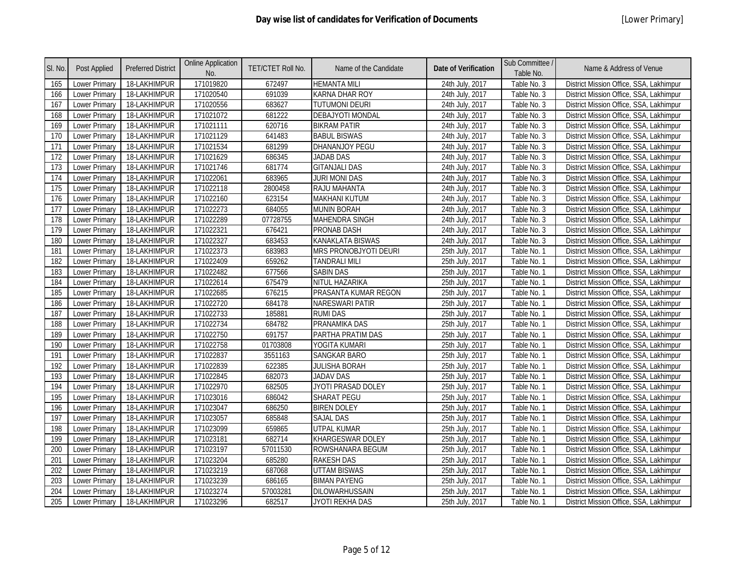## Day wise list of candidates for Verification of Documents

[Lower Primary]

| Sl. No. | Post Applied | Preferred District | Online Application No. | TET/CTET Roll No. | Name of the Candidate | Date of Verification | Sub Committee / Table No. | Name & Address of Venue |
|---|---|---|---|---|---|---|---|---|
| 165 | Lower Primary | 18-LAKHIMPUR | 171019820 | 672497 | HEMANTA MILI | 24th July, 2017 | Table No. 3 | District Mission Office, SSA, Lakhimpur |
| 166 | Lower Primary | 18-LAKHIMPUR | 171020540 | 691039 | KARNA DHAR ROY | 24th July, 2017 | Table No. 3 | District Mission Office, SSA, Lakhimpur |
| 167 | Lower Primary | 18-LAKHIMPUR | 171020556 | 683627 | TUTUMONI DEURI | 24th July, 2017 | Table No. 3 | District Mission Office, SSA, Lakhimpur |
| 168 | Lower Primary | 18-LAKHIMPUR | 171021072 | 681222 | DEBAJYOTI MONDAL | 24th July, 2017 | Table No. 3 | District Mission Office, SSA, Lakhimpur |
| 169 | Lower Primary | 18-LAKHIMPUR | 171021111 | 620716 | BIKRAM PATIR | 24th July, 2017 | Table No. 3 | District Mission Office, SSA, Lakhimpur |
| 170 | Lower Primary | 18-LAKHIMPUR | 171021129 | 641483 | BABUL BISWAS | 24th July, 2017 | Table No. 3 | District Mission Office, SSA, Lakhimpur |
| 171 | Lower Primary | 18-LAKHIMPUR | 171021534 | 681299 | DHANANJOY PEGU | 24th July, 2017 | Table No. 3 | District Mission Office, SSA, Lakhimpur |
| 172 | Lower Primary | 18-LAKHIMPUR | 171021629 | 686345 | JADAB DAS | 24th July, 2017 | Table No. 3 | District Mission Office, SSA, Lakhimpur |
| 173 | Lower Primary | 18-LAKHIMPUR | 171021746 | 681774 | GITANJALI DAS | 24th July, 2017 | Table No. 3 | District Mission Office, SSA, Lakhimpur |
| 174 | Lower Primary | 18-LAKHIMPUR | 171022061 | 683965 | JURI MONI DAS | 24th July, 2017 | Table No. 3 | District Mission Office, SSA, Lakhimpur |
| 175 | Lower Primary | 18-LAKHIMPUR | 171022118 | 2800458 | RAJU MAHANTA | 24th July, 2017 | Table No. 3 | District Mission Office, SSA, Lakhimpur |
| 176 | Lower Primary | 18-LAKHIMPUR | 171022160 | 623154 | MAKHANI KUTUM | 24th July, 2017 | Table No. 3 | District Mission Office, SSA, Lakhimpur |
| 177 | Lower Primary | 18-LAKHIMPUR | 171022273 | 684055 | MUNIN BORAH | 24th July, 2017 | Table No. 3 | District Mission Office, SSA, Lakhimpur |
| 178 | Lower Primary | 18-LAKHIMPUR | 171022289 | 07728755 | MAHENDRA SINGH | 24th July, 2017 | Table No. 3 | District Mission Office, SSA, Lakhimpur |
| 179 | Lower Primary | 18-LAKHIMPUR | 171022321 | 676421 | PRONAB DASH | 24th July, 2017 | Table No. 3 | District Mission Office, SSA, Lakhimpur |
| 180 | Lower Primary | 18-LAKHIMPUR | 171022327 | 683453 | KANAKLATA BISWAS | 24th July, 2017 | Table No. 3 | District Mission Office, SSA, Lakhimpur |
| 181 | Lower Primary | 18-LAKHIMPUR | 171022373 | 683983 | MRS PRONOBJYOTI DEURI | 25th July, 2017 | Table No. 1 | District Mission Office, SSA, Lakhimpur |
| 182 | Lower Primary | 18-LAKHIMPUR | 171022409 | 659262 | TANDRALI MILI | 25th July, 2017 | Table No. 1 | District Mission Office, SSA, Lakhimpur |
| 183 | Lower Primary | 18-LAKHIMPUR | 171022482 | 677566 | SABIN DAS | 25th July, 2017 | Table No. 1 | District Mission Office, SSA, Lakhimpur |
| 184 | Lower Primary | 18-LAKHIMPUR | 171022614 | 675479 | NITUL HAZARIKA | 25th July, 2017 | Table No. 1 | District Mission Office, SSA, Lakhimpur |
| 185 | Lower Primary | 18-LAKHIMPUR | 171022685 | 676215 | PRASANTA KUMAR REGON | 25th July, 2017 | Table No. 1 | District Mission Office, SSA, Lakhimpur |
| 186 | Lower Primary | 18-LAKHIMPUR | 171022720 | 684178 | NARESWARI PATIR | 25th July, 2017 | Table No. 1 | District Mission Office, SSA, Lakhimpur |
| 187 | Lower Primary | 18-LAKHIMPUR | 171022733 | 185881 | RUMI DAS | 25th July, 2017 | Table No. 1 | District Mission Office, SSA, Lakhimpur |
| 188 | Lower Primary | 18-LAKHIMPUR | 171022734 | 684782 | PRANAMIKA DAS | 25th July, 2017 | Table No. 1 | District Mission Office, SSA, Lakhimpur |
| 189 | Lower Primary | 18-LAKHIMPUR | 171022750 | 691757 | PARTHA PRATIM DAS | 25th July, 2017 | Table No. 1 | District Mission Office, SSA, Lakhimpur |
| 190 | Lower Primary | 18-LAKHIMPUR | 171022758 | 01703808 | YOGITA KUMARI | 25th July, 2017 | Table No. 1 | District Mission Office, SSA, Lakhimpur |
| 191 | Lower Primary | 18-LAKHIMPUR | 171022837 | 3551163 | SANGKAR BARO | 25th July, 2017 | Table No. 1 | District Mission Office, SSA, Lakhimpur |
| 192 | Lower Primary | 18-LAKHIMPUR | 171022839 | 622385 | JULISHA BORAH | 25th July, 2017 | Table No. 1 | District Mission Office, SSA, Lakhimpur |
| 193 | Lower Primary | 18-LAKHIMPUR | 171022845 | 682073 | JADAV DAS | 25th July, 2017 | Table No. 1 | District Mission Office, SSA, Lakhimpur |
| 194 | Lower Primary | 18-LAKHIMPUR | 171022970 | 682505 | JYOTI PRASAD DOLEY | 25th July, 2017 | Table No. 1 | District Mission Office, SSA, Lakhimpur |
| 195 | Lower Primary | 18-LAKHIMPUR | 171023016 | 686042 | SHARAT PEGU | 25th July, 2017 | Table No. 1 | District Mission Office, SSA, Lakhimpur |
| 196 | Lower Primary | 18-LAKHIMPUR | 171023047 | 686250 | BIREN DOLEY | 25th July, 2017 | Table No. 1 | District Mission Office, SSA, Lakhimpur |
| 197 | Lower Primary | 18-LAKHIMPUR | 171023057 | 685848 | SAJAL DAS | 25th July, 2017 | Table No. 1 | District Mission Office, SSA, Lakhimpur |
| 198 | Lower Primary | 18-LAKHIMPUR | 171023099 | 659865 | UTPAL KUMAR | 25th July, 2017 | Table No. 1 | District Mission Office, SSA, Lakhimpur |
| 199 | Lower Primary | 18-LAKHIMPUR | 171023181 | 682714 | KHARGESWAR DOLEY | 25th July, 2017 | Table No. 1 | District Mission Office, SSA, Lakhimpur |
| 200 | Lower Primary | 18-LAKHIMPUR | 171023197 | 57011530 | ROWSHANARA BEGUM | 25th July, 2017 | Table No. 1 | District Mission Office, SSA, Lakhimpur |
| 201 | Lower Primary | 18-LAKHIMPUR | 171023204 | 685280 | RAKESH DAS | 25th July, 2017 | Table No. 1 | District Mission Office, SSA, Lakhimpur |
| 202 | Lower Primary | 18-LAKHIMPUR | 171023219 | 687068 | UTTAM BISWAS | 25th July, 2017 | Table No. 1 | District Mission Office, SSA, Lakhimpur |
| 203 | Lower Primary | 18-LAKHIMPUR | 171023239 | 686165 | BIMAN PAYENG | 25th July, 2017 | Table No. 1 | District Mission Office, SSA, Lakhimpur |
| 204 | Lower Primary | 18-LAKHIMPUR | 171023274 | 57003281 | DILOWARHUSSAIN | 25th July, 2017 | Table No. 1 | District Mission Office, SSA, Lakhimpur |
| 205 | Lower Primary | 18-LAKHIMPUR | 171023296 | 682517 | JYOTI REKHA DAS | 25th July, 2017 | Table No. 1 | District Mission Office, SSA, Lakhimpur |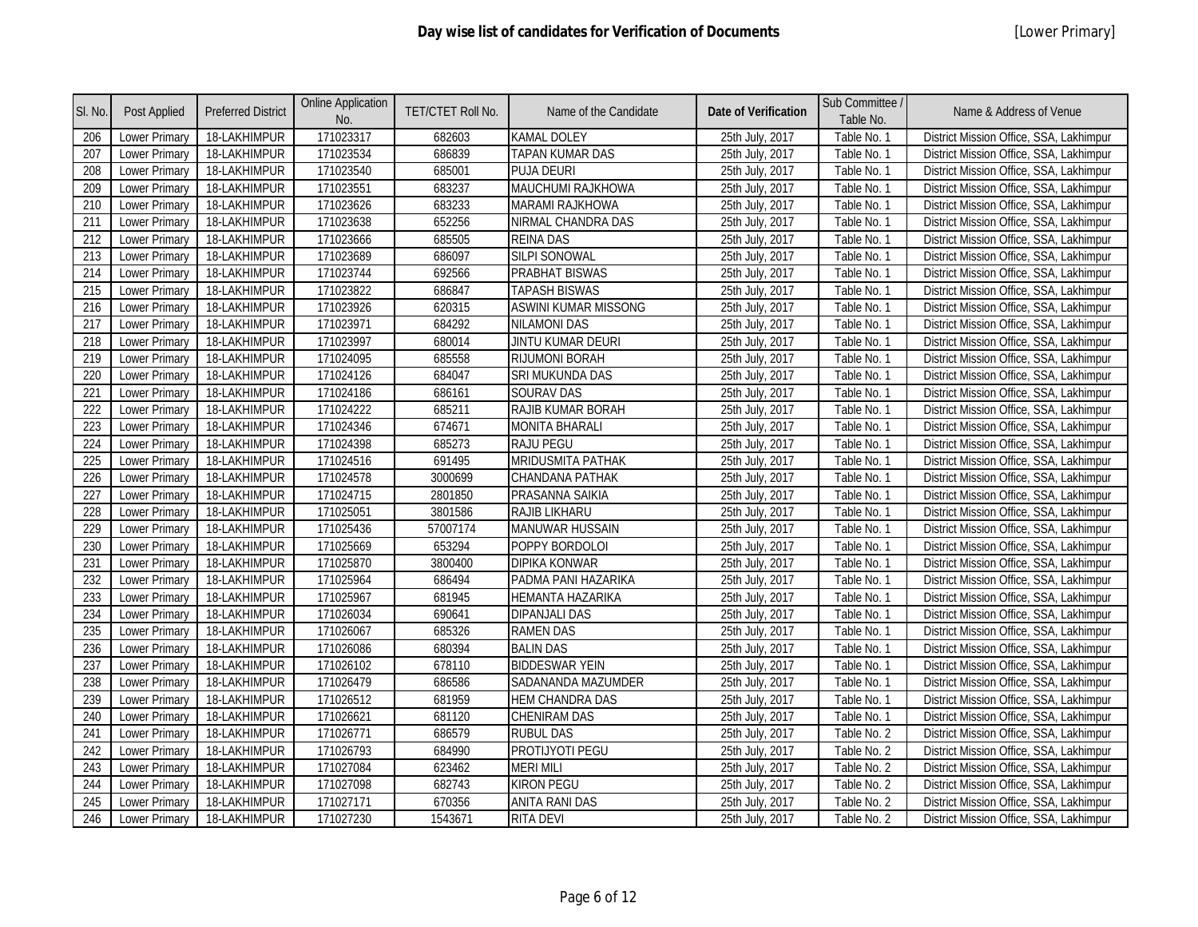# Day wise list of candidates for Verification of Documents

[Lower Primary]

| Sl. No. | Post Applied | Preferred District | Online Application No. | TET/CTET Roll No. | Name of the Candidate | Date of Verification | Sub Committee / Table No. | Name & Address of Venue |
|---|---|---|---|---|---|---|---|---|
| 206 | Lower Primary | 18-LAKHIMPUR | 171023317 | 682603 | KAMAL DOLEY | 25th July, 2017 | Table No. 1 | District Mission Office, SSA, Lakhimpur |
| 207 | Lower Primary | 18-LAKHIMPUR | 171023534 | 686839 | TAPAN KUMAR DAS | 25th July, 2017 | Table No. 1 | District Mission Office, SSA, Lakhimpur |
| 208 | Lower Primary | 18-LAKHIMPUR | 171023540 | 685001 | PUJA DEURI | 25th July, 2017 | Table No. 1 | District Mission Office, SSA, Lakhimpur |
| 209 | Lower Primary | 18-LAKHIMPUR | 171023551 | 683237 | MAUCHUMI RAJKHOWA | 25th July, 2017 | Table No. 1 | District Mission Office, SSA, Lakhimpur |
| 210 | Lower Primary | 18-LAKHIMPUR | 171023626 | 683233 | MARAMI RAJKHOWA | 25th July, 2017 | Table No. 1 | District Mission Office, SSA, Lakhimpur |
| 211 | Lower Primary | 18-LAKHIMPUR | 171023638 | 652256 | NIRMAL CHANDRA DAS | 25th July, 2017 | Table No. 1 | District Mission Office, SSA, Lakhimpur |
| 212 | Lower Primary | 18-LAKHIMPUR | 171023666 | 685505 | REINA DAS | 25th July, 2017 | Table No. 1 | District Mission Office, SSA, Lakhimpur |
| 213 | Lower Primary | 18-LAKHIMPUR | 171023689 | 686097 | SILPI SONOWAL | 25th July, 2017 | Table No. 1 | District Mission Office, SSA, Lakhimpur |
| 214 | Lower Primary | 18-LAKHIMPUR | 171023744 | 692566 | PRABHAT BISWAS | 25th July, 2017 | Table No. 1 | District Mission Office, SSA, Lakhimpur |
| 215 | Lower Primary | 18-LAKHIMPUR | 171023822 | 686847 | TAPASH BISWAS | 25th July, 2017 | Table No. 1 | District Mission Office, SSA, Lakhimpur |
| 216 | Lower Primary | 18-LAKHIMPUR | 171023926 | 620315 | ASWINI KUMAR MISSONG | 25th July, 2017 | Table No. 1 | District Mission Office, SSA, Lakhimpur |
| 217 | Lower Primary | 18-LAKHIMPUR | 171023971 | 684292 | NILAMONI DAS | 25th July, 2017 | Table No. 1 | District Mission Office, SSA, Lakhimpur |
| 218 | Lower Primary | 18-LAKHIMPUR | 171023997 | 680014 | JINTU KUMAR DEURI | 25th July, 2017 | Table No. 1 | District Mission Office, SSA, Lakhimpur |
| 219 | Lower Primary | 18-LAKHIMPUR | 171024095 | 685558 | RIJUMONI BORAH | 25th July, 2017 | Table No. 1 | District Mission Office, SSA, Lakhimpur |
| 220 | Lower Primary | 18-LAKHIMPUR | 171024126 | 684047 | SRI MUKUNDA DAS | 25th July, 2017 | Table No. 1 | District Mission Office, SSA, Lakhimpur |
| 221 | Lower Primary | 18-LAKHIMPUR | 171024186 | 686161 | SOURAV DAS | 25th July, 2017 | Table No. 1 | District Mission Office, SSA, Lakhimpur |
| 222 | Lower Primary | 18-LAKHIMPUR | 171024222 | 685211 | RAJIB KUMAR BORAH | 25th July, 2017 | Table No. 1 | District Mission Office, SSA, Lakhimpur |
| 223 | Lower Primary | 18-LAKHIMPUR | 171024346 | 674671 | MONITA BHARALI | 25th July, 2017 | Table No. 1 | District Mission Office, SSA, Lakhimpur |
| 224 | Lower Primary | 18-LAKHIMPUR | 171024398 | 685273 | RAJU PEGU | 25th July, 2017 | Table No. 1 | District Mission Office, SSA, Lakhimpur |
| 225 | Lower Primary | 18-LAKHIMPUR | 171024516 | 691495 | MRIDUSMITA PATHAK | 25th July, 2017 | Table No. 1 | District Mission Office, SSA, Lakhimpur |
| 226 | Lower Primary | 18-LAKHIMPUR | 171024578 | 3000699 | CHANDANA PATHAK | 25th July, 2017 | Table No. 1 | District Mission Office, SSA, Lakhimpur |
| 227 | Lower Primary | 18-LAKHIMPUR | 171024715 | 2801850 | PRASANNA SAIKIA | 25th July, 2017 | Table No. 1 | District Mission Office, SSA, Lakhimpur |
| 228 | Lower Primary | 18-LAKHIMPUR | 171025051 | 3801586 | RAJIB LIKHARU | 25th July, 2017 | Table No. 1 | District Mission Office, SSA, Lakhimpur |
| 229 | Lower Primary | 18-LAKHIMPUR | 171025436 | 57007174 | MANUWAR HUSSAIN | 25th July, 2017 | Table No. 1 | District Mission Office, SSA, Lakhimpur |
| 230 | Lower Primary | 18-LAKHIMPUR | 171025669 | 653294 | POPPY BORDOLOI | 25th July, 2017 | Table No. 1 | District Mission Office, SSA, Lakhimpur |
| 231 | Lower Primary | 18-LAKHIMPUR | 171025870 | 3800400 | DIPIKA KONWAR | 25th July, 2017 | Table No. 1 | District Mission Office, SSA, Lakhimpur |
| 232 | Lower Primary | 18-LAKHIMPUR | 171025964 | 686494 | PADMA PANI HAZARIKA | 25th July, 2017 | Table No. 1 | District Mission Office, SSA, Lakhimpur |
| 233 | Lower Primary | 18-LAKHIMPUR | 171025967 | 681945 | HEMANTA HAZARIKA | 25th July, 2017 | Table No. 1 | District Mission Office, SSA, Lakhimpur |
| 234 | Lower Primary | 18-LAKHIMPUR | 171026034 | 690641 | DIPANJALI DAS | 25th July, 2017 | Table No. 1 | District Mission Office, SSA, Lakhimpur |
| 235 | Lower Primary | 18-LAKHIMPUR | 171026067 | 685326 | RAMEN DAS | 25th July, 2017 | Table No. 1 | District Mission Office, SSA, Lakhimpur |
| 236 | Lower Primary | 18-LAKHIMPUR | 171026086 | 680394 | BALIN DAS | 25th July, 2017 | Table No. 1 | District Mission Office, SSA, Lakhimpur |
| 237 | Lower Primary | 18-LAKHIMPUR | 171026102 | 678110 | BIDDESWAR YEIN | 25th July, 2017 | Table No. 1 | District Mission Office, SSA, Lakhimpur |
| 238 | Lower Primary | 18-LAKHIMPUR | 171026479 | 686586 | SADANANDA MAZUMDER | 25th July, 2017 | Table No. 1 | District Mission Office, SSA, Lakhimpur |
| 239 | Lower Primary | 18-LAKHIMPUR | 171026512 | 681959 | HEM CHANDRA DAS | 25th July, 2017 | Table No. 1 | District Mission Office, SSA, Lakhimpur |
| 240 | Lower Primary | 18-LAKHIMPUR | 171026621 | 681120 | CHENIRAM DAS | 25th July, 2017 | Table No. 1 | District Mission Office, SSA, Lakhimpur |
| 241 | Lower Primary | 18-LAKHIMPUR | 171026771 | 686579 | RUBUL DAS | 25th July, 2017 | Table No. 2 | District Mission Office, SSA, Lakhimpur |
| 242 | Lower Primary | 18-LAKHIMPUR | 171026793 | 684990 | PROTIJYOTI PEGU | 25th July, 2017 | Table No. 2 | District Mission Office, SSA, Lakhimpur |
| 243 | Lower Primary | 18-LAKHIMPUR | 171027084 | 623462 | MERI MILI | 25th July, 2017 | Table No. 2 | District Mission Office, SSA, Lakhimpur |
| 244 | Lower Primary | 18-LAKHIMPUR | 171027098 | 682743 | KIRON PEGU | 25th July, 2017 | Table No. 2 | District Mission Office, SSA, Lakhimpur |
| 245 | Lower Primary | 18-LAKHIMPUR | 171027171 | 670356 | ANITA RANI DAS | 25th July, 2017 | Table No. 2 | District Mission Office, SSA, Lakhimpur |
| 246 | Lower Primary | 18-LAKHIMPUR | 171027230 | 1543671 | RITA DEVI | 25th July, 2017 | Table No. 2 | District Mission Office, SSA, Lakhimpur |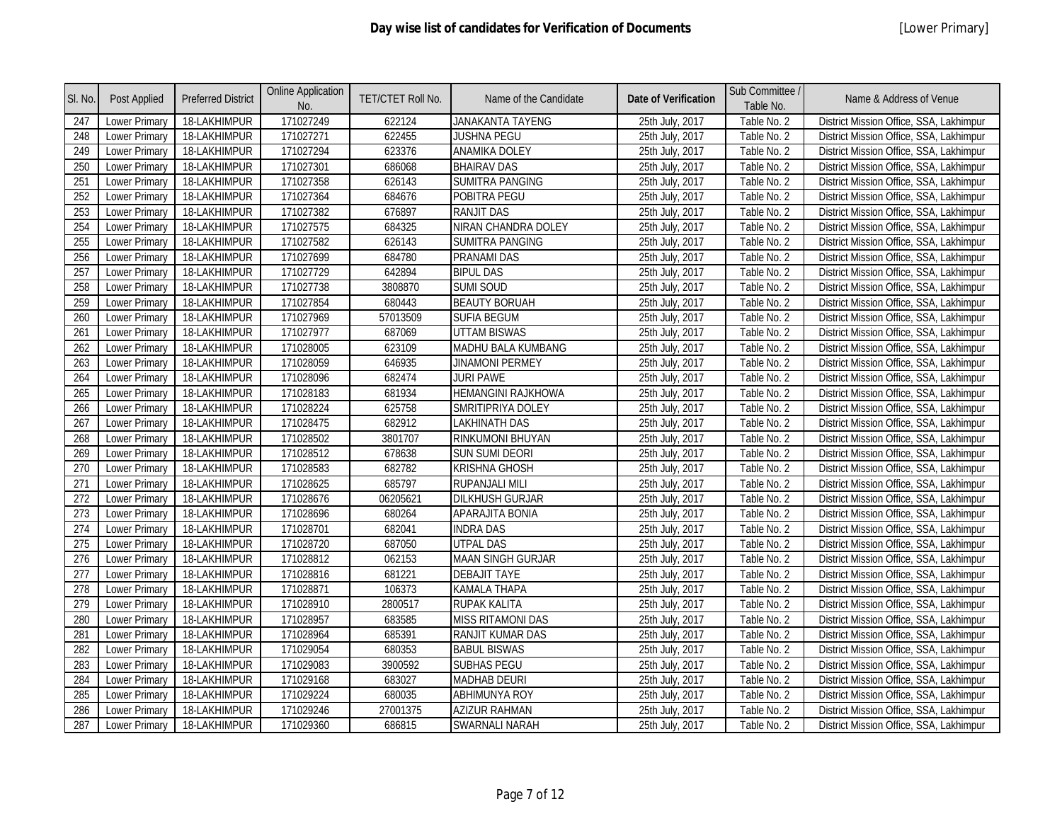# Day wise list of candidates for Verification of Documents

[Lower Primary]

| Sl. No. | Post Applied | Preferred District | Online Application No. | TET/CTET Roll No. | Name of the Candidate | Date of Verification | Sub Committee / Table No. | Name & Address of Venue |
|---|---|---|---|---|---|---|---|---|
| 247 | Lower Primary | 18-LAKHIMPUR | 171027249 | 622124 | JANAKANTA TAYENG | 25th July, 2017 | Table No. 2 | District Mission Office, SSA, Lakhimpur |
| 248 | Lower Primary | 18-LAKHIMPUR | 171027271 | 622455 | JUSHNA PEGU | 25th July, 2017 | Table No. 2 | District Mission Office, SSA, Lakhimpur |
| 249 | Lower Primary | 18-LAKHIMPUR | 171027294 | 623376 | ANAMIKA DOLEY | 25th July, 2017 | Table No. 2 | District Mission Office, SSA, Lakhimpur |
| 250 | Lower Primary | 18-LAKHIMPUR | 171027301 | 686068 | BHAIRAV DAS | 25th July, 2017 | Table No. 2 | District Mission Office, SSA, Lakhimpur |
| 251 | Lower Primary | 18-LAKHIMPUR | 171027358 | 626143 | SUMITRA PANGING | 25th July, 2017 | Table No. 2 | District Mission Office, SSA, Lakhimpur |
| 252 | Lower Primary | 18-LAKHIMPUR | 171027364 | 684676 | POBITRA PEGU | 25th July, 2017 | Table No. 2 | District Mission Office, SSA, Lakhimpur |
| 253 | Lower Primary | 18-LAKHIMPUR | 171027382 | 676897 | RANJIT DAS | 25th July, 2017 | Table No. 2 | District Mission Office, SSA, Lakhimpur |
| 254 | Lower Primary | 18-LAKHIMPUR | 171027575 | 684325 | NIRAN CHANDRA DOLEY | 25th July, 2017 | Table No. 2 | District Mission Office, SSA, Lakhimpur |
| 255 | Lower Primary | 18-LAKHIMPUR | 171027582 | 626143 | SUMITRA PANGING | 25th July, 2017 | Table No. 2 | District Mission Office, SSA, Lakhimpur |
| 256 | Lower Primary | 18-LAKHIMPUR | 171027699 | 684780 | PRANAMI DAS | 25th July, 2017 | Table No. 2 | District Mission Office, SSA, Lakhimpur |
| 257 | Lower Primary | 18-LAKHIMPUR | 171027729 | 642894 | BIPUL DAS | 25th July, 2017 | Table No. 2 | District Mission Office, SSA, Lakhimpur |
| 258 | Lower Primary | 18-LAKHIMPUR | 171027738 | 3808870 | SUMI SOUD | 25th July, 2017 | Table No. 2 | District Mission Office, SSA, Lakhimpur |
| 259 | Lower Primary | 18-LAKHIMPUR | 171027854 | 680443 | BEAUTY BORUAH | 25th July, 2017 | Table No. 2 | District Mission Office, SSA, Lakhimpur |
| 260 | Lower Primary | 18-LAKHIMPUR | 171027969 | 57013509 | SUFIA BEGUM | 25th July, 2017 | Table No. 2 | District Mission Office, SSA, Lakhimpur |
| 261 | Lower Primary | 18-LAKHIMPUR | 171027977 | 687069 | UTTAM BISWAS | 25th July, 2017 | Table No. 2 | District Mission Office, SSA, Lakhimpur |
| 262 | Lower Primary | 18-LAKHIMPUR | 171028005 | 623109 | MADHU BALA KUMBANG | 25th July, 2017 | Table No. 2 | District Mission Office, SSA, Lakhimpur |
| 263 | Lower Primary | 18-LAKHIMPUR | 171028059 | 646935 | JINAMONI PERMEY | 25th July, 2017 | Table No. 2 | District Mission Office, SSA, Lakhimpur |
| 264 | Lower Primary | 18-LAKHIMPUR | 171028096 | 682474 | JURI PAWE | 25th July, 2017 | Table No. 2 | District Mission Office, SSA, Lakhimpur |
| 265 | Lower Primary | 18-LAKHIMPUR | 171028183 | 681934 | HEMANGINI RAJKHOWA | 25th July, 2017 | Table No. 2 | District Mission Office, SSA, Lakhimpur |
| 266 | Lower Primary | 18-LAKHIMPUR | 171028224 | 625758 | SMRITIPRIYA DOLEY | 25th July, 2017 | Table No. 2 | District Mission Office, SSA, Lakhimpur |
| 267 | Lower Primary | 18-LAKHIMPUR | 171028475 | 682912 | LAKHINATH DAS | 25th July, 2017 | Table No. 2 | District Mission Office, SSA, Lakhimpur |
| 268 | Lower Primary | 18-LAKHIMPUR | 171028502 | 3801707 | RINKUMONI BHUYAN | 25th July, 2017 | Table No. 2 | District Mission Office, SSA, Lakhimpur |
| 269 | Lower Primary | 18-LAKHIMPUR | 171028512 | 678638 | SUN SUMI DEORI | 25th July, 2017 | Table No. 2 | District Mission Office, SSA, Lakhimpur |
| 270 | Lower Primary | 18-LAKHIMPUR | 171028583 | 682782 | KRISHNA GHOSH | 25th July, 2017 | Table No. 2 | District Mission Office, SSA, Lakhimpur |
| 271 | Lower Primary | 18-LAKHIMPUR | 171028625 | 685797 | RUPANJALI MILI | 25th July, 2017 | Table No. 2 | District Mission Office, SSA, Lakhimpur |
| 272 | Lower Primary | 18-LAKHIMPUR | 171028676 | 06205621 | DILKHUSH GURJAR | 25th July, 2017 | Table No. 2 | District Mission Office, SSA, Lakhimpur |
| 273 | Lower Primary | 18-LAKHIMPUR | 171028696 | 680264 | APARAJITA BONIA | 25th July, 2017 | Table No. 2 | District Mission Office, SSA, Lakhimpur |
| 274 | Lower Primary | 18-LAKHIMPUR | 171028701 | 682041 | INDRA DAS | 25th July, 2017 | Table No. 2 | District Mission Office, SSA, Lakhimpur |
| 275 | Lower Primary | 18-LAKHIMPUR | 171028720 | 687050 | UTPAL DAS | 25th July, 2017 | Table No. 2 | District Mission Office, SSA, Lakhimpur |
| 276 | Lower Primary | 18-LAKHIMPUR | 171028812 | 062153 | MAAN SINGH GURJAR | 25th July, 2017 | Table No. 2 | District Mission Office, SSA, Lakhimpur |
| 277 | Lower Primary | 18-LAKHIMPUR | 171028816 | 681221 | DEBAJIT TAYE | 25th July, 2017 | Table No. 2 | District Mission Office, SSA, Lakhimpur |
| 278 | Lower Primary | 18-LAKHIMPUR | 171028871 | 106373 | KAMALA THAPA | 25th July, 2017 | Table No. 2 | District Mission Office, SSA, Lakhimpur |
| 279 | Lower Primary | 18-LAKHIMPUR | 171028910 | 2800517 | RUPAK KALITA | 25th July, 2017 | Table No. 2 | District Mission Office, SSA, Lakhimpur |
| 280 | Lower Primary | 18-LAKHIMPUR | 171028957 | 683585 | MISS RITAMONI DAS | 25th July, 2017 | Table No. 2 | District Mission Office, SSA, Lakhimpur |
| 281 | Lower Primary | 18-LAKHIMPUR | 171028964 | 685391 | RANJIT KUMAR DAS | 25th July, 2017 | Table No. 2 | District Mission Office, SSA, Lakhimpur |
| 282 | Lower Primary | 18-LAKHIMPUR | 171029054 | 680353 | BABUL BISWAS | 25th July, 2017 | Table No. 2 | District Mission Office, SSA, Lakhimpur |
| 283 | Lower Primary | 18-LAKHIMPUR | 171029083 | 3900592 | SUBHAS PEGU | 25th July, 2017 | Table No. 2 | District Mission Office, SSA, Lakhimpur |
| 284 | Lower Primary | 18-LAKHIMPUR | 171029168 | 683027 | MADHAB DEURI | 25th July, 2017 | Table No. 2 | District Mission Office, SSA, Lakhimpur |
| 285 | Lower Primary | 18-LAKHIMPUR | 171029224 | 680035 | ABHIMUNYA ROY | 25th July, 2017 | Table No. 2 | District Mission Office, SSA, Lakhimpur |
| 286 | Lower Primary | 18-LAKHIMPUR | 171029246 | 27001375 | AZIZUR RAHMAN | 25th July, 2017 | Table No. 2 | District Mission Office, SSA, Lakhimpur |
| 287 | Lower Primary | 18-LAKHIMPUR | 171029360 | 686815 | SWARNALI NARAH | 25th July, 2017 | Table No. 2 | District Mission Office, SSA, Lakhimpur |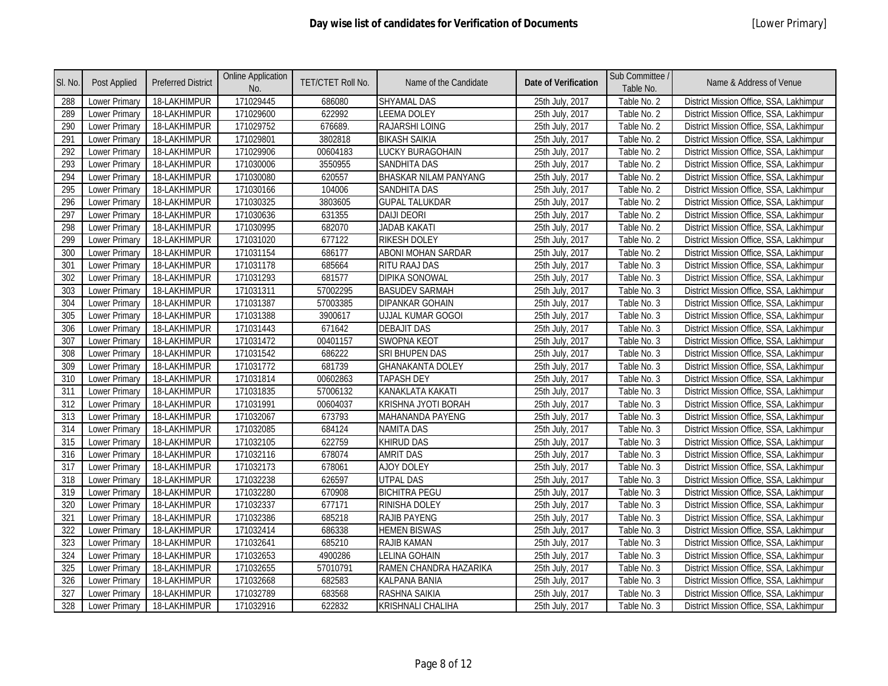**Day wise list of candidates for Verification of Documents** [Lower Primary]

| Sl. No. | Post Applied | Preferred District | Online Application No. | TET/CTET Roll No. | Name of the Candidate | Date of Verification | Sub Committee / Table No. | Name & Address of Venue |
|---|---|---|---|---|---|---|---|---|
| 288 | Lower Primary | 18-LAKHIMPUR | 171029445 | 686080 | SHYAMAL DAS | 25th July, 2017 | Table No. 2 | District Mission Office, SSA, Lakhimpur |
| 289 | Lower Primary | 18-LAKHIMPUR | 171029600 | 622992 | LEEMA DOLEY | 25th July, 2017 | Table No. 2 | District Mission Office, SSA, Lakhimpur |
| 290 | Lower Primary | 18-LAKHIMPUR | 171029752 | 676689. | RAJARSHI LOING | 25th July, 2017 | Table No. 2 | District Mission Office, SSA, Lakhimpur |
| 291 | Lower Primary | 18-LAKHIMPUR | 171029801 | 3802818 | BIKASH SAIKIA | 25th July, 2017 | Table No. 2 | District Mission Office, SSA, Lakhimpur |
| 292 | Lower Primary | 18-LAKHIMPUR | 171029906 | 00604183 | LUCKY BURAGOHAIN | 25th July, 2017 | Table No. 2 | District Mission Office, SSA, Lakhimpur |
| 293 | Lower Primary | 18-LAKHIMPUR | 171030006 | 3550955 | SANDHITA DAS | 25th July, 2017 | Table No. 2 | District Mission Office, SSA, Lakhimpur |
| 294 | Lower Primary | 18-LAKHIMPUR | 171030080 | 620557 | BHASKAR NILAM PANYANG | 25th July, 2017 | Table No. 2 | District Mission Office, SSA, Lakhimpur |
| 295 | Lower Primary | 18-LAKHIMPUR | 171030166 | 104006 | SANDHITA DAS | 25th July, 2017 | Table No. 2 | District Mission Office, SSA, Lakhimpur |
| 296 | Lower Primary | 18-LAKHIMPUR | 171030325 | 3803605 | GUPAL TALUKDAR | 25th July, 2017 | Table No. 2 | District Mission Office, SSA, Lakhimpur |
| 297 | Lower Primary | 18-LAKHIMPUR | 171030636 | 631355 | DAIJI DEORI | 25th July, 2017 | Table No. 2 | District Mission Office, SSA, Lakhimpur |
| 298 | Lower Primary | 18-LAKHIMPUR | 171030995 | 682070 | JADAB KAKATI | 25th July, 2017 | Table No. 2 | District Mission Office, SSA, Lakhimpur |
| 299 | Lower Primary | 18-LAKHIMPUR | 171031020 | 677122 | RIKESH DOLEY | 25th July, 2017 | Table No. 2 | District Mission Office, SSA, Lakhimpur |
| 300 | Lower Primary | 18-LAKHIMPUR | 171031154 | 686177 | ABONI MOHAN SARDAR | 25th July, 2017 | Table No. 2 | District Mission Office, SSA, Lakhimpur |
| 301 | Lower Primary | 18-LAKHIMPUR | 171031178 | 685664 | RITU RAAJ DAS | 25th July, 2017 | Table No. 3 | District Mission Office, SSA, Lakhimpur |
| 302 | Lower Primary | 18-LAKHIMPUR | 171031293 | 681577 | DIPIKA SONOWAL | 25th July, 2017 | Table No. 3 | District Mission Office, SSA, Lakhimpur |
| 303 | Lower Primary | 18-LAKHIMPUR | 171031311 | 57002295 | BASUDEV SARMAH | 25th July, 2017 | Table No. 3 | District Mission Office, SSA, Lakhimpur |
| 304 | Lower Primary | 18-LAKHIMPUR | 171031387 | 57003385 | DIPANKAR GOHAIN | 25th July, 2017 | Table No. 3 | District Mission Office, SSA, Lakhimpur |
| 305 | Lower Primary | 18-LAKHIMPUR | 171031388 | 3900617 | UJJAL KUMAR GOGOI | 25th July, 2017 | Table No. 3 | District Mission Office, SSA, Lakhimpur |
| 306 | Lower Primary | 18-LAKHIMPUR | 171031443 | 671642 | DEBAJIT DAS | 25th July, 2017 | Table No. 3 | District Mission Office, SSA, Lakhimpur |
| 307 | Lower Primary | 18-LAKHIMPUR | 171031472 | 00401157 | SWOPNA KEOT | 25th July, 2017 | Table No. 3 | District Mission Office, SSA, Lakhimpur |
| 308 | Lower Primary | 18-LAKHIMPUR | 171031542 | 686222 | SRI BHUPEN DAS | 25th July, 2017 | Table No. 3 | District Mission Office, SSA, Lakhimpur |
| 309 | Lower Primary | 18-LAKHIMPUR | 171031772 | 681739 | GHANAKANTA DOLEY | 25th July, 2017 | Table No. 3 | District Mission Office, SSA, Lakhimpur |
| 310 | Lower Primary | 18-LAKHIMPUR | 171031814 | 00602863 | TAPASH DEY | 25th July, 2017 | Table No. 3 | District Mission Office, SSA, Lakhimpur |
| 311 | Lower Primary | 18-LAKHIMPUR | 171031835 | 57006132 | KANAKLATA KAKATI | 25th July, 2017 | Table No. 3 | District Mission Office, SSA, Lakhimpur |
| 312 | Lower Primary | 18-LAKHIMPUR | 171031991 | 00604037 | KRISHNA JYOTI BORAH | 25th July, 2017 | Table No. 3 | District Mission Office, SSA, Lakhimpur |
| 313 | Lower Primary | 18-LAKHIMPUR | 171032067 | 673793 | MAHANANDA PAYENG | 25th July, 2017 | Table No. 3 | District Mission Office, SSA, Lakhimpur |
| 314 | Lower Primary | 18-LAKHIMPUR | 171032085 | 684124 | NAMITA DAS | 25th July, 2017 | Table No. 3 | District Mission Office, SSA, Lakhimpur |
| 315 | Lower Primary | 18-LAKHIMPUR | 171032105 | 622759 | KHIRUD DAS | 25th July, 2017 | Table No. 3 | District Mission Office, SSA, Lakhimpur |
| 316 | Lower Primary | 18-LAKHIMPUR | 171032116 | 678074 | AMRIT DAS | 25th July, 2017 | Table No. 3 | District Mission Office, SSA, Lakhimpur |
| 317 | Lower Primary | 18-LAKHIMPUR | 171032173 | 678061 | AJOY DOLEY | 25th July, 2017 | Table No. 3 | District Mission Office, SSA, Lakhimpur |
| 318 | Lower Primary | 18-LAKHIMPUR | 171032238 | 626597 | UTPAL DAS | 25th July, 2017 | Table No. 3 | District Mission Office, SSA, Lakhimpur |
| 319 | Lower Primary | 18-LAKHIMPUR | 171032280 | 670908 | BICHITRA PEGU | 25th July, 2017 | Table No. 3 | District Mission Office, SSA, Lakhimpur |
| 320 | Lower Primary | 18-LAKHIMPUR | 171032337 | 677171 | RINISHA DOLEY | 25th July, 2017 | Table No. 3 | District Mission Office, SSA, Lakhimpur |
| 321 | Lower Primary | 18-LAKHIMPUR | 171032386 | 685218 | RAJIB PAYENG | 25th July, 2017 | Table No. 3 | District Mission Office, SSA, Lakhimpur |
| 322 | Lower Primary | 18-LAKHIMPUR | 171032414 | 686338 | HEMEN BISWAS | 25th July, 2017 | Table No. 3 | District Mission Office, SSA, Lakhimpur |
| 323 | Lower Primary | 18-LAKHIMPUR | 171032641 | 685210 | RAJIB KAMAN | 25th July, 2017 | Table No. 3 | District Mission Office, SSA, Lakhimpur |
| 324 | Lower Primary | 18-LAKHIMPUR | 171032653 | 4900286 | LELINA GOHAIN | 25th July, 2017 | Table No. 3 | District Mission Office, SSA, Lakhimpur |
| 325 | Lower Primary | 18-LAKHIMPUR | 171032655 | 57010791 | RAMEN CHANDRA HAZARIKA | 25th July, 2017 | Table No. 3 | District Mission Office, SSA, Lakhimpur |
| 326 | Lower Primary | 18-LAKHIMPUR | 171032668 | 682583 | KALPANA BANIA | 25th July, 2017 | Table No. 3 | District Mission Office, SSA, Lakhimpur |
| 327 | Lower Primary | 18-LAKHIMPUR | 171032789 | 683568 | RASHNA SAIKIA | 25th July, 2017 | Table No. 3 | District Mission Office, SSA, Lakhimpur |
| 328 | Lower Primary | 18-LAKHIMPUR | 171032916 | 622832 | KRISHNALI CHALIHA | 25th July, 2017 | Table No. 3 | District Mission Office, SSA, Lakhimpur |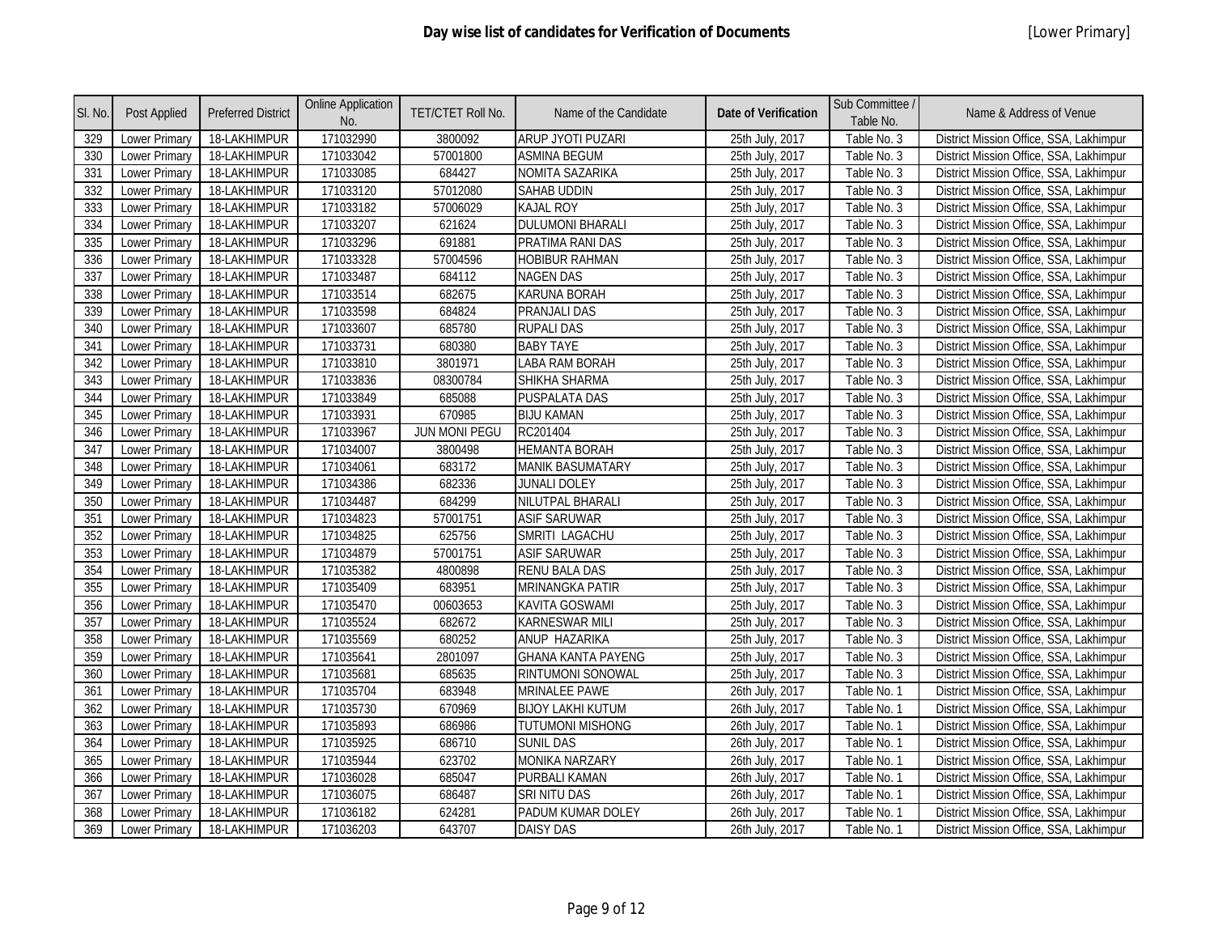# Day wise list of candidates for Verification of Documents

[Lower Primary]

| Sl. No. | Post Applied | Preferred District | Online Application No. | TET/CTET Roll No. | Name of the Candidate | Date of Verification | Sub Committee / Table No. | Name & Address of Venue |
|---|---|---|---|---|---|---|---|---|
| 329 | Lower Primary | 18-LAKHIMPUR | 171032990 | 3800092 | ARUP JYOTI PUZARI | 25th July, 2017 | Table No. 3 | District Mission Office, SSA, Lakhimpur |
| 330 | Lower Primary | 18-LAKHIMPUR | 171033042 | 57001800 | ASMINA BEGUM | 25th July, 2017 | Table No. 3 | District Mission Office, SSA, Lakhimpur |
| 331 | Lower Primary | 18-LAKHIMPUR | 171033085 | 684427 | NOMITA SAZARIKA | 25th July, 2017 | Table No. 3 | District Mission Office, SSA, Lakhimpur |
| 332 | Lower Primary | 18-LAKHIMPUR | 171033120 | 57012080 | SAHAB UDDIN | 25th July, 2017 | Table No. 3 | District Mission Office, SSA, Lakhimpur |
| 333 | Lower Primary | 18-LAKHIMPUR | 171033182 | 57006029 | KAJAL ROY | 25th July, 2017 | Table No. 3 | District Mission Office, SSA, Lakhimpur |
| 334 | Lower Primary | 18-LAKHIMPUR | 171033207 | 621624 | DULUMONI BHARALI | 25th July, 2017 | Table No. 3 | District Mission Office, SSA, Lakhimpur |
| 335 | Lower Primary | 18-LAKHIMPUR | 171033296 | 691881 | PRATIMA RANI DAS | 25th July, 2017 | Table No. 3 | District Mission Office, SSA, Lakhimpur |
| 336 | Lower Primary | 18-LAKHIMPUR | 171033328 | 57004596 | HOBIBUR RAHMAN | 25th July, 2017 | Table No. 3 | District Mission Office, SSA, Lakhimpur |
| 337 | Lower Primary | 18-LAKHIMPUR | 171033487 | 684112 | NAGEN DAS | 25th July, 2017 | Table No. 3 | District Mission Office, SSA, Lakhimpur |
| 338 | Lower Primary | 18-LAKHIMPUR | 171033514 | 682675 | KARUNA BORAH | 25th July, 2017 | Table No. 3 | District Mission Office, SSA, Lakhimpur |
| 339 | Lower Primary | 18-LAKHIMPUR | 171033598 | 684824 | PRANJALI DAS | 25th July, 2017 | Table No. 3 | District Mission Office, SSA, Lakhimpur |
| 340 | Lower Primary | 18-LAKHIMPUR | 171033607 | 685780 | RUPALI DAS | 25th July, 2017 | Table No. 3 | District Mission Office, SSA, Lakhimpur |
| 341 | Lower Primary | 18-LAKHIMPUR | 171033731 | 680380 | BABY TAYE | 25th July, 2017 | Table No. 3 | District Mission Office, SSA, Lakhimpur |
| 342 | Lower Primary | 18-LAKHIMPUR | 171033810 | 3801971 | LABA RAM BORAH | 25th July, 2017 | Table No. 3 | District Mission Office, SSA, Lakhimpur |
| 343 | Lower Primary | 18-LAKHIMPUR | 171033836 | 08300784 | SHIKHA SHARMA | 25th July, 2017 | Table No. 3 | District Mission Office, SSA, Lakhimpur |
| 344 | Lower Primary | 18-LAKHIMPUR | 171033849 | 685088 | PUSPALATA DAS | 25th July, 2017 | Table No. 3 | District Mission Office, SSA, Lakhimpur |
| 345 | Lower Primary | 18-LAKHIMPUR | 171033931 | 670985 | BIJU KAMAN | 25th July, 2017 | Table No. 3 | District Mission Office, SSA, Lakhimpur |
| 346 | Lower Primary | 18-LAKHIMPUR | 171033967 | JUN MONI PEGU | RC201404 | 25th July, 2017 | Table No. 3 | District Mission Office, SSA, Lakhimpur |
| 347 | Lower Primary | 18-LAKHIMPUR | 171034007 | 3800498 | HEMANTA BORAH | 25th July, 2017 | Table No. 3 | District Mission Office, SSA, Lakhimpur |
| 348 | Lower Primary | 18-LAKHIMPUR | 171034061 | 683172 | MANIK BASUMATARY | 25th July, 2017 | Table No. 3 | District Mission Office, SSA, Lakhimpur |
| 349 | Lower Primary | 18-LAKHIMPUR | 171034386 | 682336 | JUNALI DOLEY | 25th July, 2017 | Table No. 3 | District Mission Office, SSA, Lakhimpur |
| 350 | Lower Primary | 18-LAKHIMPUR | 171034487 | 684299 | NILUTPAL BHARALI | 25th July, 2017 | Table No. 3 | District Mission Office, SSA, Lakhimpur |
| 351 | Lower Primary | 18-LAKHIMPUR | 171034823 | 57001751 | ASIF SARUWAR | 25th July, 2017 | Table No. 3 | District Mission Office, SSA, Lakhimpur |
| 352 | Lower Primary | 18-LAKHIMPUR | 171034825 | 625756 | SMRITI LAGACHU | 25th July, 2017 | Table No. 3 | District Mission Office, SSA, Lakhimpur |
| 353 | Lower Primary | 18-LAKHIMPUR | 171034879 | 57001751 | ASIF SARUWAR | 25th July, 2017 | Table No. 3 | District Mission Office, SSA, Lakhimpur |
| 354 | Lower Primary | 18-LAKHIMPUR | 171035382 | 4800898 | RENU BALA DAS | 25th July, 2017 | Table No. 3 | District Mission Office, SSA, Lakhimpur |
| 355 | Lower Primary | 18-LAKHIMPUR | 171035409 | 683951 | MRINANGKA PATIR | 25th July, 2017 | Table No. 3 | District Mission Office, SSA, Lakhimpur |
| 356 | Lower Primary | 18-LAKHIMPUR | 171035470 | 00603653 | KAVITA GOSWAMI | 25th July, 2017 | Table No. 3 | District Mission Office, SSA, Lakhimpur |
| 357 | Lower Primary | 18-LAKHIMPUR | 171035524 | 682672 | KARNESWAR MILI | 25th July, 2017 | Table No. 3 | District Mission Office, SSA, Lakhimpur |
| 358 | Lower Primary | 18-LAKHIMPUR | 171035569 | 680252 | ANUP HAZARIKA | 25th July, 2017 | Table No. 3 | District Mission Office, SSA, Lakhimpur |
| 359 | Lower Primary | 18-LAKHIMPUR | 171035641 | 2801097 | GHANA KANTA PAYENG | 25th July, 2017 | Table No. 3 | District Mission Office, SSA, Lakhimpur |
| 360 | Lower Primary | 18-LAKHIMPUR | 171035681 | 685635 | RINTUMONI SONOWAL | 25th July, 2017 | Table No. 3 | District Mission Office, SSA, Lakhimpur |
| 361 | Lower Primary | 18-LAKHIMPUR | 171035704 | 683948 | MRINALEE PAWE | 26th July, 2017 | Table No. 1 | District Mission Office, SSA, Lakhimpur |
| 362 | Lower Primary | 18-LAKHIMPUR | 171035730 | 670969 | BIJOY LAKHI KUTUM | 26th July, 2017 | Table No. 1 | District Mission Office, SSA, Lakhimpur |
| 363 | Lower Primary | 18-LAKHIMPUR | 171035893 | 686986 | TUTUMONI MISHONG | 26th July, 2017 | Table No. 1 | District Mission Office, SSA, Lakhimpur |
| 364 | Lower Primary | 18-LAKHIMPUR | 171035925 | 686710 | SUNIL DAS | 26th July, 2017 | Table No. 1 | District Mission Office, SSA, Lakhimpur |
| 365 | Lower Primary | 18-LAKHIMPUR | 171035944 | 623702 | MONIKA NARZARY | 26th July, 2017 | Table No. 1 | District Mission Office, SSA, Lakhimpur |
| 366 | Lower Primary | 18-LAKHIMPUR | 171036028 | 685047 | PURBALI KAMAN | 26th July, 2017 | Table No. 1 | District Mission Office, SSA, Lakhimpur |
| 367 | Lower Primary | 18-LAKHIMPUR | 171036075 | 686487 | SRI NITU DAS | 26th July, 2017 | Table No. 1 | District Mission Office, SSA, Lakhimpur |
| 368 | Lower Primary | 18-LAKHIMPUR | 171036182 | 624281 | PADUM KUMAR DOLEY | 26th July, 2017 | Table No. 1 | District Mission Office, SSA, Lakhimpur |
| 369 | Lower Primary | 18-LAKHIMPUR | 171036203 | 643707 | DAISY DAS | 26th July, 2017 | Table No. 1 | District Mission Office, SSA, Lakhimpur |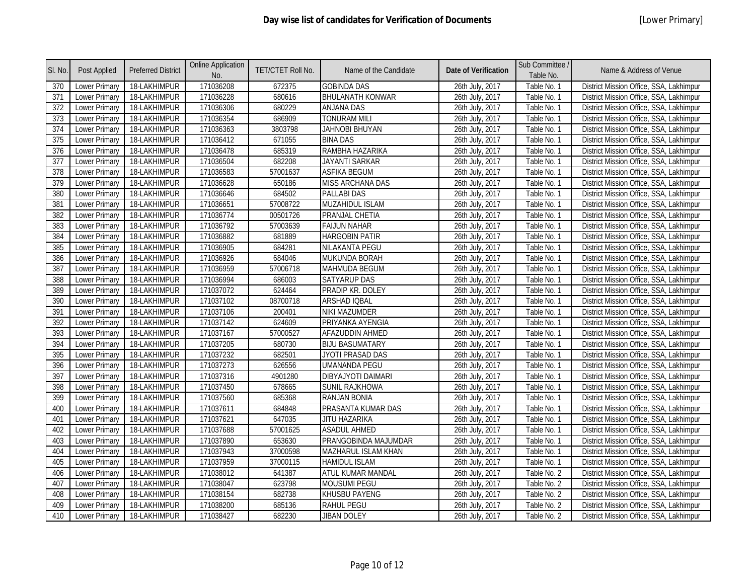# Day wise list of candidates for Verification of Documents

[Lower Primary]

| Sl. No. | Post Applied | Preferred District | Online Application No. | TET/CTET Roll No. | Name of the Candidate | Date of Verification | Sub Committee / Table No. | Name & Address of Venue |
|---|---|---|---|---|---|---|---|---|
| 370 | Lower Primary | 18-LAKHIMPUR | 171036208 | 672375 | GOBINDA DAS | 26th July, 2017 | Table No. 1 | District Mission Office, SSA, Lakhimpur |
| 371 | Lower Primary | 18-LAKHIMPUR | 171036228 | 680616 | BHULANATH KONWAR | 26th July, 2017 | Table No. 1 | District Mission Office, SSA, Lakhimpur |
| 372 | Lower Primary | 18-LAKHIMPUR | 171036306 | 680229 | ANJANA DAS | 26th July, 2017 | Table No. 1 | District Mission Office, SSA, Lakhimpur |
| 373 | Lower Primary | 18-LAKHIMPUR | 171036354 | 686909 | TONURAM MILI | 26th July, 2017 | Table No. 1 | District Mission Office, SSA, Lakhimpur |
| 374 | Lower Primary | 18-LAKHIMPUR | 171036363 | 3803798 | JAHNOBI BHUYAN | 26th July, 2017 | Table No. 1 | District Mission Office, SSA, Lakhimpur |
| 375 | Lower Primary | 18-LAKHIMPUR | 171036412 | 671055 | BINA DAS | 26th July, 2017 | Table No. 1 | District Mission Office, SSA, Lakhimpur |
| 376 | Lower Primary | 18-LAKHIMPUR | 171036478 | 685319 | RAMBHA HAZARIKA | 26th July, 2017 | Table No. 1 | District Mission Office, SSA, Lakhimpur |
| 377 | Lower Primary | 18-LAKHIMPUR | 171036504 | 682208 | JAYANTI SARKAR | 26th July, 2017 | Table No. 1 | District Mission Office, SSA, Lakhimpur |
| 378 | Lower Primary | 18-LAKHIMPUR | 171036583 | 57001637 | ASFIKA BEGUM | 26th July, 2017 | Table No. 1 | District Mission Office, SSA, Lakhimpur |
| 379 | Lower Primary | 18-LAKHIMPUR | 171036628 | 650186 | MISS ARCHANA DAS | 26th July, 2017 | Table No. 1 | District Mission Office, SSA, Lakhimpur |
| 380 | Lower Primary | 18-LAKHIMPUR | 171036646 | 684502 | PALLABI DAS | 26th July, 2017 | Table No. 1 | District Mission Office, SSA, Lakhimpur |
| 381 | Lower Primary | 18-LAKHIMPUR | 171036651 | 57008722 | MUZAHIDUL ISLAM | 26th July, 2017 | Table No. 1 | District Mission Office, SSA, Lakhimpur |
| 382 | Lower Primary | 18-LAKHIMPUR | 171036774 | 00501726 | PRANJAL CHETIA | 26th July, 2017 | Table No. 1 | District Mission Office, SSA, Lakhimpur |
| 383 | Lower Primary | 18-LAKHIMPUR | 171036792 | 57003639 | FAIJUN NAHAR | 26th July, 2017 | Table No. 1 | District Mission Office, SSA, Lakhimpur |
| 384 | Lower Primary | 18-LAKHIMPUR | 171036882 | 681889 | HARGOBIN PATIR | 26th July, 2017 | Table No. 1 | District Mission Office, SSA, Lakhimpur |
| 385 | Lower Primary | 18-LAKHIMPUR | 171036905 | 684281 | NILAKANTA PEGU | 26th July, 2017 | Table No. 1 | District Mission Office, SSA, Lakhimpur |
| 386 | Lower Primary | 18-LAKHIMPUR | 171036926 | 684046 | MUKUNDA BORAH | 26th July, 2017 | Table No. 1 | District Mission Office, SSA, Lakhimpur |
| 387 | Lower Primary | 18-LAKHIMPUR | 171036959 | 57006718 | MAHMUDA BEGUM | 26th July, 2017 | Table No. 1 | District Mission Office, SSA, Lakhimpur |
| 388 | Lower Primary | 18-LAKHIMPUR | 171036994 | 686003 | SATYARUP DAS | 26th July, 2017 | Table No. 1 | District Mission Office, SSA, Lakhimpur |
| 389 | Lower Primary | 18-LAKHIMPUR | 171037072 | 624464 | PRADIP KR. DOLEY | 26th July, 2017 | Table No. 1 | District Mission Office, SSA, Lakhimpur |
| 390 | Lower Primary | 18-LAKHIMPUR | 171037102 | 08700718 | ARSHAD IQBAL | 26th July, 2017 | Table No. 1 | District Mission Office, SSA, Lakhimpur |
| 391 | Lower Primary | 18-LAKHIMPUR | 171037106 | 200401 | NIKI MAZUMDER | 26th July, 2017 | Table No. 1 | District Mission Office, SSA, Lakhimpur |
| 392 | Lower Primary | 18-LAKHIMPUR | 171037142 | 624609 | PRIYANKA AYENGIA | 26th July, 2017 | Table No. 1 | District Mission Office, SSA, Lakhimpur |
| 393 | Lower Primary | 18-LAKHIMPUR | 171037167 | 57000527 | AFAZUDDIN AHMED | 26th July, 2017 | Table No. 1 | District Mission Office, SSA, Lakhimpur |
| 394 | Lower Primary | 18-LAKHIMPUR | 171037205 | 680730 | BIJU BASUMATARY | 26th July, 2017 | Table No. 1 | District Mission Office, SSA, Lakhimpur |
| 395 | Lower Primary | 18-LAKHIMPUR | 171037232 | 682501 | JYOTI PRASAD DAS | 26th July, 2017 | Table No. 1 | District Mission Office, SSA, Lakhimpur |
| 396 | Lower Primary | 18-LAKHIMPUR | 171037273 | 626556 | UMANANDA PEGU | 26th July, 2017 | Table No. 1 | District Mission Office, SSA, Lakhimpur |
| 397 | Lower Primary | 18-LAKHIMPUR | 171037316 | 4901280 | DIBYAJYOTI DAIMARI | 26th July, 2017 | Table No. 1 | District Mission Office, SSA, Lakhimpur |
| 398 | Lower Primary | 18-LAKHIMPUR | 171037450 | 678665 | SUNIL RAJKHOWA | 26th July, 2017 | Table No. 1 | District Mission Office, SSA, Lakhimpur |
| 399 | Lower Primary | 18-LAKHIMPUR | 171037560 | 685368 | RANJAN BONIA | 26th July, 2017 | Table No. 1 | District Mission Office, SSA, Lakhimpur |
| 400 | Lower Primary | 18-LAKHIMPUR | 171037611 | 684848 | PRASANTA KUMAR DAS | 26th July, 2017 | Table No. 1 | District Mission Office, SSA, Lakhimpur |
| 401 | Lower Primary | 18-LAKHIMPUR | 171037621 | 647035 | JITU HAZARIKA | 26th July, 2017 | Table No. 1 | District Mission Office, SSA, Lakhimpur |
| 402 | Lower Primary | 18-LAKHIMPUR | 171037688 | 57001625 | ASADUL AHMED | 26th July, 2017 | Table No. 1 | District Mission Office, SSA, Lakhimpur |
| 403 | Lower Primary | 18-LAKHIMPUR | 171037890 | 653630 | PRANGOBINDA MAJUMDAR | 26th July, 2017 | Table No. 1 | District Mission Office, SSA, Lakhimpur |
| 404 | Lower Primary | 18-LAKHIMPUR | 171037943 | 37000598 | MAZHARUL ISLAM KHAN | 26th July, 2017 | Table No. 1 | District Mission Office, SSA, Lakhimpur |
| 405 | Lower Primary | 18-LAKHIMPUR | 171037959 | 37000115 | HAMIDUL ISLAM | 26th July, 2017 | Table No. 1 | District Mission Office, SSA, Lakhimpur |
| 406 | Lower Primary | 18-LAKHIMPUR | 171038012 | 641387 | ATUL KUMAR MANDAL | 26th July, 2017 | Table No. 2 | District Mission Office, SSA, Lakhimpur |
| 407 | Lower Primary | 18-LAKHIMPUR | 171038047 | 623798 | MOUSUMI PEGU | 26th July, 2017 | Table No. 2 | District Mission Office, SSA, Lakhimpur |
| 408 | Lower Primary | 18-LAKHIMPUR | 171038154 | 682738 | KHUSBU PAYENG | 26th July, 2017 | Table No. 2 | District Mission Office, SSA, Lakhimpur |
| 409 | Lower Primary | 18-LAKHIMPUR | 171038200 | 685136 | RAHUL PEGU | 26th July, 2017 | Table No. 2 | District Mission Office, SSA, Lakhimpur |
| 410 | Lower Primary | 18-LAKHIMPUR | 171038427 | 682230 | JIBAN DOLEY | 26th July, 2017 | Table No. 2 | District Mission Office, SSA, Lakhimpur |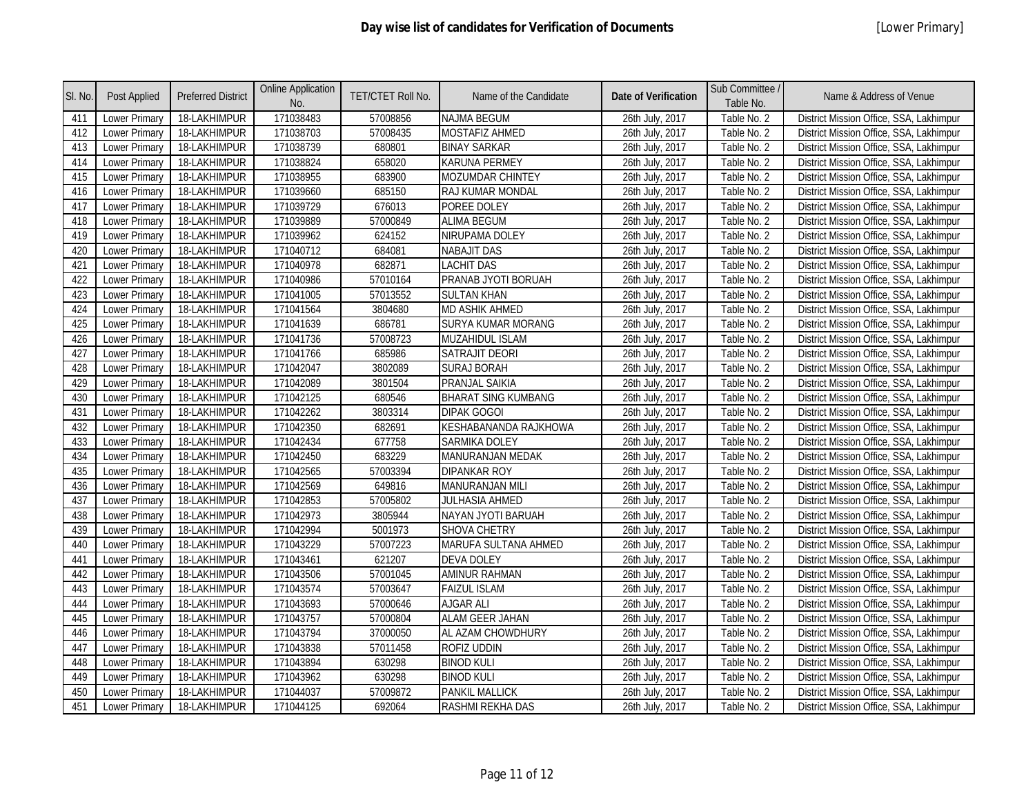# Day wise list of candidates for Verification of Documents

[Lower Primary]

| Sl. No. | Post Applied | Preferred District | Online Application No. | TET/CTET Roll No. | Name of the Candidate | Date of Verification | Sub Committee / Table No. | Name & Address of Venue |
|---|---|---|---|---|---|---|---|---|
| 411 | Lower Primary | 18-LAKHIMPUR | 171038483 | 57008856 | NAJMA BEGUM | 26th July, 2017 | Table No. 2 | District Mission Office, SSA, Lakhimpur |
| 412 | Lower Primary | 18-LAKHIMPUR | 171038703 | 57008435 | MOSTAFIZ AHMED | 26th July, 2017 | Table No. 2 | District Mission Office, SSA, Lakhimpur |
| 413 | Lower Primary | 18-LAKHIMPUR | 171038739 | 680801 | BINAY SARKAR | 26th July, 2017 | Table No. 2 | District Mission Office, SSA, Lakhimpur |
| 414 | Lower Primary | 18-LAKHIMPUR | 171038824 | 658020 | KARUNA PERMEY | 26th July, 2017 | Table No. 2 | District Mission Office, SSA, Lakhimpur |
| 415 | Lower Primary | 18-LAKHIMPUR | 171038955 | 683900 | MOZUMDAR CHINTEY | 26th July, 2017 | Table No. 2 | District Mission Office, SSA, Lakhimpur |
| 416 | Lower Primary | 18-LAKHIMPUR | 171039660 | 685150 | RAJ KUMAR MONDAL | 26th July, 2017 | Table No. 2 | District Mission Office, SSA, Lakhimpur |
| 417 | Lower Primary | 18-LAKHIMPUR | 171039729 | 676013 | POREE DOLEY | 26th July, 2017 | Table No. 2 | District Mission Office, SSA, Lakhimpur |
| 418 | Lower Primary | 18-LAKHIMPUR | 171039889 | 57000849 | ALIMA BEGUM | 26th July, 2017 | Table No. 2 | District Mission Office, SSA, Lakhimpur |
| 419 | Lower Primary | 18-LAKHIMPUR | 171039962 | 624152 | NIRUPAMA DOLEY | 26th July, 2017 | Table No. 2 | District Mission Office, SSA, Lakhimpur |
| 420 | Lower Primary | 18-LAKHIMPUR | 171040712 | 684081 | NABAJIT DAS | 26th July, 2017 | Table No. 2 | District Mission Office, SSA, Lakhimpur |
| 421 | Lower Primary | 18-LAKHIMPUR | 171040978 | 682871 | LACHIT DAS | 26th July, 2017 | Table No. 2 | District Mission Office, SSA, Lakhimpur |
| 422 | Lower Primary | 18-LAKHIMPUR | 171040986 | 57010164 | PRANAB JYOTI BORUAH | 26th July, 2017 | Table No. 2 | District Mission Office, SSA, Lakhimpur |
| 423 | Lower Primary | 18-LAKHIMPUR | 171041005 | 57013552 | SULTAN KHAN | 26th July, 2017 | Table No. 2 | District Mission Office, SSA, Lakhimpur |
| 424 | Lower Primary | 18-LAKHIMPUR | 171041564 | 3804680 | MD ASHIK AHMED | 26th July, 2017 | Table No. 2 | District Mission Office, SSA, Lakhimpur |
| 425 | Lower Primary | 18-LAKHIMPUR | 171041639 | 686781 | SURYA KUMAR MORANG | 26th July, 2017 | Table No. 2 | District Mission Office, SSA, Lakhimpur |
| 426 | Lower Primary | 18-LAKHIMPUR | 171041736 | 57008723 | MUZAHIDUL ISLAM | 26th July, 2017 | Table No. 2 | District Mission Office, SSA, Lakhimpur |
| 427 | Lower Primary | 18-LAKHIMPUR | 171041766 | 685986 | SATRAJIT DEORI | 26th July, 2017 | Table No. 2 | District Mission Office, SSA, Lakhimpur |
| 428 | Lower Primary | 18-LAKHIMPUR | 171042047 | 3802089 | SURAJ BORAH | 26th July, 2017 | Table No. 2 | District Mission Office, SSA, Lakhimpur |
| 429 | Lower Primary | 18-LAKHIMPUR | 171042089 | 3801504 | PRANJAL SAIKIA | 26th July, 2017 | Table No. 2 | District Mission Office, SSA, Lakhimpur |
| 430 | Lower Primary | 18-LAKHIMPUR | 171042125 | 680546 | BHARAT SING KUMBANG | 26th July, 2017 | Table No. 2 | District Mission Office, SSA, Lakhimpur |
| 431 | Lower Primary | 18-LAKHIMPUR | 171042262 | 3803314 | DIPAK GOGOI | 26th July, 2017 | Table No. 2 | District Mission Office, SSA, Lakhimpur |
| 432 | Lower Primary | 18-LAKHIMPUR | 171042350 | 682691 | KESHABANANDA RAJKHOWA | 26th July, 2017 | Table No. 2 | District Mission Office, SSA, Lakhimpur |
| 433 | Lower Primary | 18-LAKHIMPUR | 171042434 | 677758 | SARMIKA DOLEY | 26th July, 2017 | Table No. 2 | District Mission Office, SSA, Lakhimpur |
| 434 | Lower Primary | 18-LAKHIMPUR | 171042450 | 683229 | MANURANJAN MEDAK | 26th July, 2017 | Table No. 2 | District Mission Office, SSA, Lakhimpur |
| 435 | Lower Primary | 18-LAKHIMPUR | 171042565 | 57003394 | DIPANKAR ROY | 26th July, 2017 | Table No. 2 | District Mission Office, SSA, Lakhimpur |
| 436 | Lower Primary | 18-LAKHIMPUR | 171042569 | 649816 | MANURANJAN MILI | 26th July, 2017 | Table No. 2 | District Mission Office, SSA, Lakhimpur |
| 437 | Lower Primary | 18-LAKHIMPUR | 171042853 | 57005802 | JULHASIA AHMED | 26th July, 2017 | Table No. 2 | District Mission Office, SSA, Lakhimpur |
| 438 | Lower Primary | 18-LAKHIMPUR | 171042973 | 3805944 | NAYAN JYOTI BARUAH | 26th July, 2017 | Table No. 2 | District Mission Office, SSA, Lakhimpur |
| 439 | Lower Primary | 18-LAKHIMPUR | 171042994 | 5001973 | SHOVA CHETRY | 26th July, 2017 | Table No. 2 | District Mission Office, SSA, Lakhimpur |
| 440 | Lower Primary | 18-LAKHIMPUR | 171043229 | 57007223 | MARUFA SULTANA AHMED | 26th July, 2017 | Table No. 2 | District Mission Office, SSA, Lakhimpur |
| 441 | Lower Primary | 18-LAKHIMPUR | 171043461 | 621207 | DEVA DOLEY | 26th July, 2017 | Table No. 2 | District Mission Office, SSA, Lakhimpur |
| 442 | Lower Primary | 18-LAKHIMPUR | 171043506 | 57001045 | AMINUR RAHMAN | 26th July, 2017 | Table No. 2 | District Mission Office, SSA, Lakhimpur |
| 443 | Lower Primary | 18-LAKHIMPUR | 171043574 | 57003647 | FAIZUL ISLAM | 26th July, 2017 | Table No. 2 | District Mission Office, SSA, Lakhimpur |
| 444 | Lower Primary | 18-LAKHIMPUR | 171043693 | 57000646 | AJGAR ALI | 26th July, 2017 | Table No. 2 | District Mission Office, SSA, Lakhimpur |
| 445 | Lower Primary | 18-LAKHIMPUR | 171043757 | 57000804 | ALAM GEER JAHAN | 26th July, 2017 | Table No. 2 | District Mission Office, SSA, Lakhimpur |
| 446 | Lower Primary | 18-LAKHIMPUR | 171043794 | 37000050 | AL AZAM CHOWDHURY | 26th July, 2017 | Table No. 2 | District Mission Office, SSA, Lakhimpur |
| 447 | Lower Primary | 18-LAKHIMPUR | 171043838 | 57011458 | ROFIZ UDDIN | 26th July, 2017 | Table No. 2 | District Mission Office, SSA, Lakhimpur |
| 448 | Lower Primary | 18-LAKHIMPUR | 171043894 | 630298 | BINOD KULI | 26th July, 2017 | Table No. 2 | District Mission Office, SSA, Lakhimpur |
| 449 | Lower Primary | 18-LAKHIMPUR | 171043962 | 630298 | BINOD KULI | 26th July, 2017 | Table No. 2 | District Mission Office, SSA, Lakhimpur |
| 450 | Lower Primary | 18-LAKHIMPUR | 171044037 | 57009872 | PANKIL MALLICK | 26th July, 2017 | Table No. 2 | District Mission Office, SSA, Lakhimpur |
| 451 | Lower Primary | 18-LAKHIMPUR | 171044125 | 692064 | RASHMI REKHA DAS | 26th July, 2017 | Table No. 2 | District Mission Office, SSA, Lakhimpur |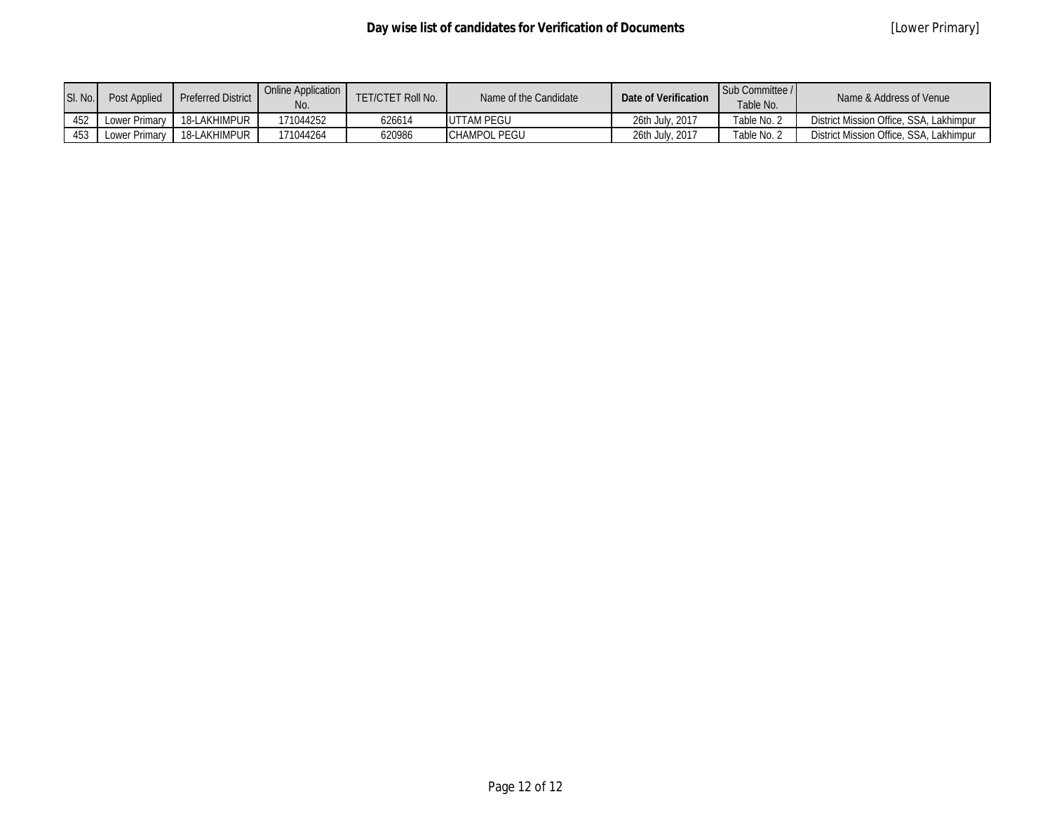**Day wise list of candidates for Verification of Documents** [Lower Primary]

| Sl. No. | Post Applied | Preferred District | Online Application No. | TET/CTET Roll No. | Name of the Candidate | Date of Verification | Sub Committee / Table No. | Name & Address of Venue |
|---|---|---|---|---|---|---|---|---|
| 452 | Lower Primary | 18-LAKHIMPUR | 171044252 | 626614 | UTTAM PEGU | 26th July, 2017 | Table No. 2 | District Mission Office, SSA, Lakhimpur |
| 453 | Lower Primary | 18-LAKHIMPUR | 171044264 | 620986 | CHAMPOL PEGU | 26th July, 2017 | Table No. 2 | District Mission Office, SSA, Lakhimpur |